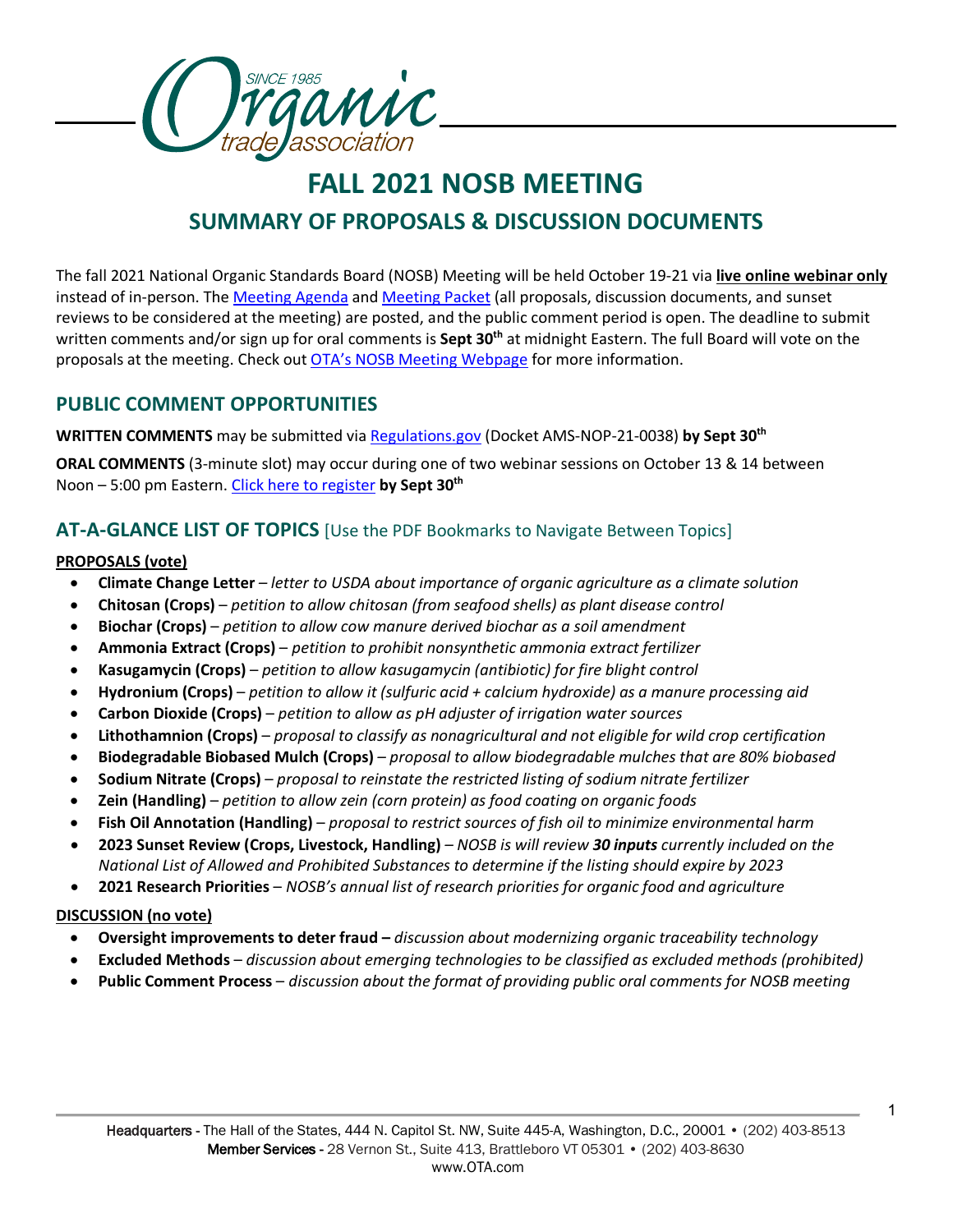# FALL 2021 NOSB MEETING

## SUMMARY OF PROPOSALS & DISCUSSION DOCUMENTS

The fall 2021 National Organic Standards Board (NOSB) Meeting will be held October 19-21 via **live online webinar only** instead of in-person. The Meeting Agenda and Meeting Packet (all proposals, discussion documents, and sunset reviews to be considered at the meeting) are posted, and the public comment period is open. The deadline to submit written comments and/or sign up for oral comments is **Sept 30th** at midnight Eastern. The full Board will vote on the proposals at the meeting. Check out OTA's NOSB Meeting Webpage for more information.

## PUBLIC COMMENT OPPORTUNITIES

**WRITTEN COMMENTS** may be submitted via Regulations.gov (Docket AMS-NOP-21-0038) **by Sept 30th**

**ORAL COMMENTS** (3-minute slot) may occur during one of two webinar sessions on October 13 & 14 between Noon – 5:00 pm Eastern. Click here to register **by Sept 30th**

## AT-A-GLANCE LIST OF TOPICS [Use the PDF Bookmarks to Navigate Between Topics]

**PROPOSALS (vote)**

- **Climate Change Letter** – *letter to USDA about importance of organic agriculture as a climate solution*
- **Chitosan (Crops)** – *petition to allow chitosan (from seafood shells) as plant disease control*
- **Biochar (Crops)** – *petition to allow cow manure derived biochar as a soil amendment*
- **Ammonia Extract (Crops)** – *petition to prohibit nonsynthetic ammonia extract fertilizer*
- **Kasugamycin (Crops)** – *petition to allow kasugamycin (antibiotic) for fire blight control*
- **Hydronium (Crops)** – *petition to allow it (sulfuric acid + calcium hydroxide) as a manure processing aid*
- **Carbon Dioxide (Crops)** – *petition to allow as pH adjuster of irrigation water sources*
- **Lithothamnion (Crops)** – *proposal to classify as nonagricultural and not eligible for wild crop certification*
- **Biodegradable Biobased Mulch (Crops)** – *proposal to allow biodegradable mulches that are 80% biobased*
- **Sodium Nitrate (Crops)** – *proposal to reinstate the restricted listing of sodium nitrate fertilizer*
- **Zein (Handling)** – *petition to allow zein (corn protein) as food coating on organic foods*
- **Fish Oil Annotation (Handling)** – *proposal to restrict sources of fish oil to minimize environmental harm*
- **2023 Sunset Review (Crops, Livestock, Handling)** – *NOSB is will review **30 inputs** currently included on the National List of Allowed and Prohibited Substances to determine if the listing should expire by 2023*
- **2021 Research Priorities** – *NOSB's annual list of research priorities for organic food and agriculture*

**DISCUSSION (no vote)**

- **Oversight improvements to deter fraud –** *discussion about modernizing organic traceability technology*
- **Excluded Methods** – *discussion about emerging technologies to be classified as excluded methods (prohibited)*
- **Public Comment Process** – *discussion about the format of providing public oral comments for NOSB meeting*

Headquarters - The Hall of the States, 444 N. Capitol St. NW, Suite 445-A, Washington, D.C., 20001 • (202) 403-8513
Member Services - 28 Vernon St., Suite 413, Brattleboro VT 05301 • (202) 403-8630
www.OTA.com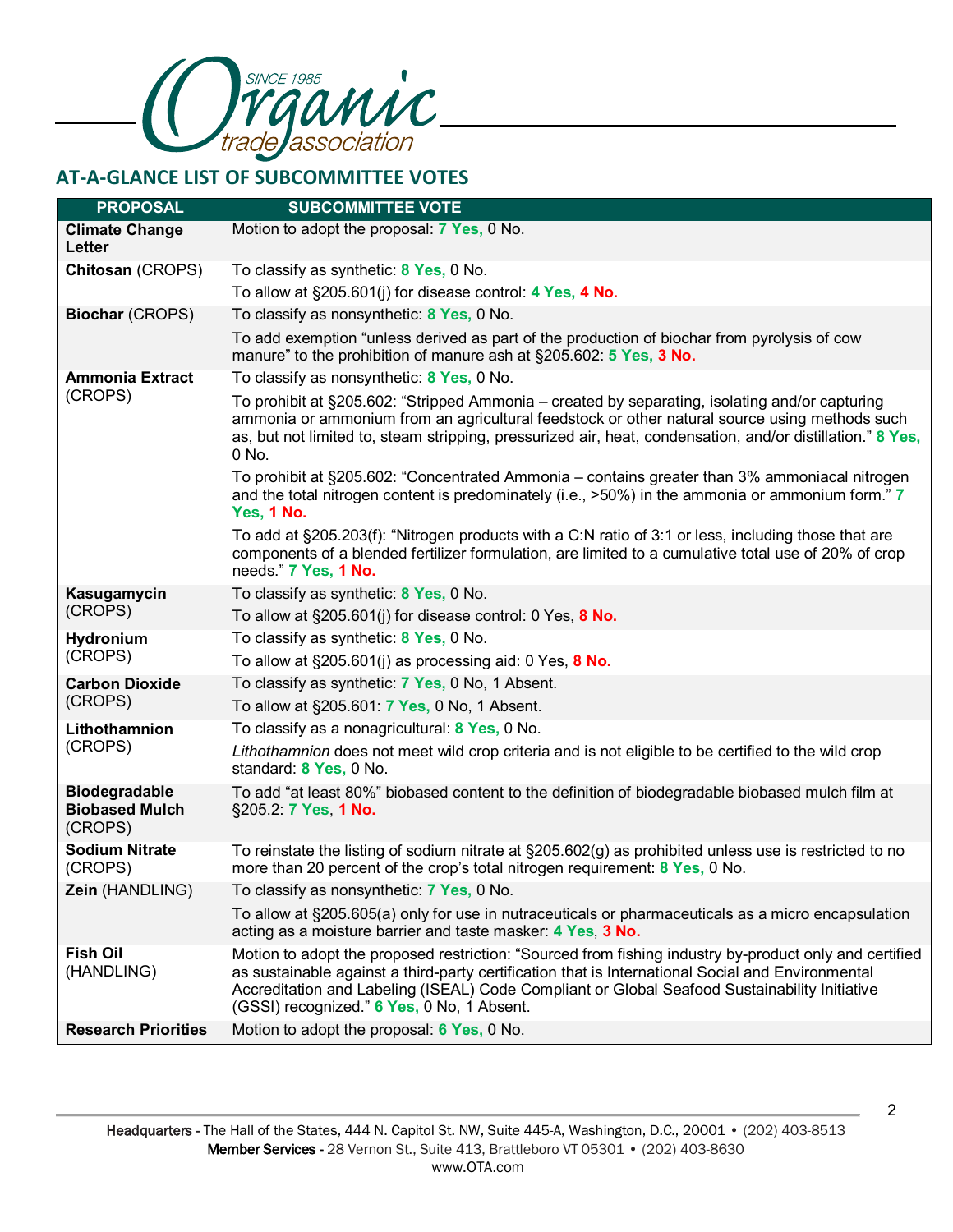## AT-A-GLANCE LIST OF SUBCOMMITTEE VOTES

| PROPOSAL | SUBCOMMITTEE VOTE |
|---|---|
| **Climate Change Letter** | Motion to adopt the proposal: **7 Yes,** 0 No. |
| **Chitosan** (CROPS) | To classify as synthetic: **8 Yes,** 0 No. |
| | To allow at §205.601(j) for disease control: **4 Yes, 4 No.** |
| **Biochar** (CROPS) | To classify as nonsynthetic: **8 Yes,** 0 No. |
| | To add exemption "unless derived as part of the production of biochar from pyrolysis of cow manure" to the prohibition of manure ash at §205.602: **5 Yes, 3 No.** |
| **Ammonia Extract** (CROPS) | To classify as nonsynthetic: **8 Yes,** 0 No. |
| | To prohibit at §205.602: "Stripped Ammonia – created by separating, isolating and/or capturing ammonia or ammonium from an agricultural feedstock or other natural source using methods such as, but not limited to, steam stripping, pressurized air, heat, condensation, and/or distillation." **8 Yes,** 0 No. |
| | To prohibit at §205.602: "Concentrated Ammonia – contains greater than 3% ammoniacal nitrogen and the total nitrogen content is predominately (i.e., >50%) in the ammonia or ammonium form." **7 Yes, 1 No.** |
| | To add at §205.203(f): "Nitrogen products with a C:N ratio of 3:1 or less, including those that are components of a blended fertilizer formulation, are limited to a cumulative total use of 20% of crop needs." **7 Yes, 1 No.** |
| **Kasugamycin** (CROPS) | To classify as synthetic: **8 Yes,** 0 No. |
| | To allow at §205.601(j) for disease control: 0 Yes, **8 No.** |
| **Hydronium** (CROPS) | To classify as synthetic: **8 Yes,** 0 No. |
| | To allow at §205.601(j) as processing aid: 0 Yes, **8 No.** |
| **Carbon Dioxide** (CROPS) | To classify as synthetic: **7 Yes,** 0 No, 1 Absent. |
| | To allow at §205.601: **7 Yes,** 0 No, 1 Absent. |
| **Lithothamnion** (CROPS) | To classify as a nonagricultural: **8 Yes,** 0 No. |
| | *Lithothamnion* does not meet wild crop criteria and is not eligible to be certified to the wild crop standard: **8 Yes,** 0 No. |
| **Biodegradable Biobased Mulch** (CROPS) | To add "at least 80%" biobased content to the definition of biodegradable biobased mulch film at §205.2: **7 Yes**, **1 No.** |
| **Sodium Nitrate** (CROPS) | To reinstate the listing of sodium nitrate at §205.602(g) as prohibited unless use is restricted to no more than 20 percent of the crop's total nitrogen requirement: **8 Yes,** 0 No. |
| **Zein** (HANDLING) | To classify as nonsynthetic: **7 Yes,** 0 No. |
| | To allow at §205.605(a) only for use in nutraceuticals or pharmaceuticals as a micro encapsulation acting as a moisture barrier and taste masker: **4 Yes**, **3 No.** |
| **Fish Oil** (HANDLING) | Motion to adopt the proposed restriction: "Sourced from fishing industry by-product only and certified as sustainable against a third-party certification that is International Social and Environmental Accreditation and Labeling (ISEAL) Code Compliant or Global Seafood Sustainability Initiative (GSSI) recognized." **6 Yes,** 0 No, 1 Absent. |
| **Research Priorities** | Motion to adopt the proposal: **6 Yes,** 0 No. |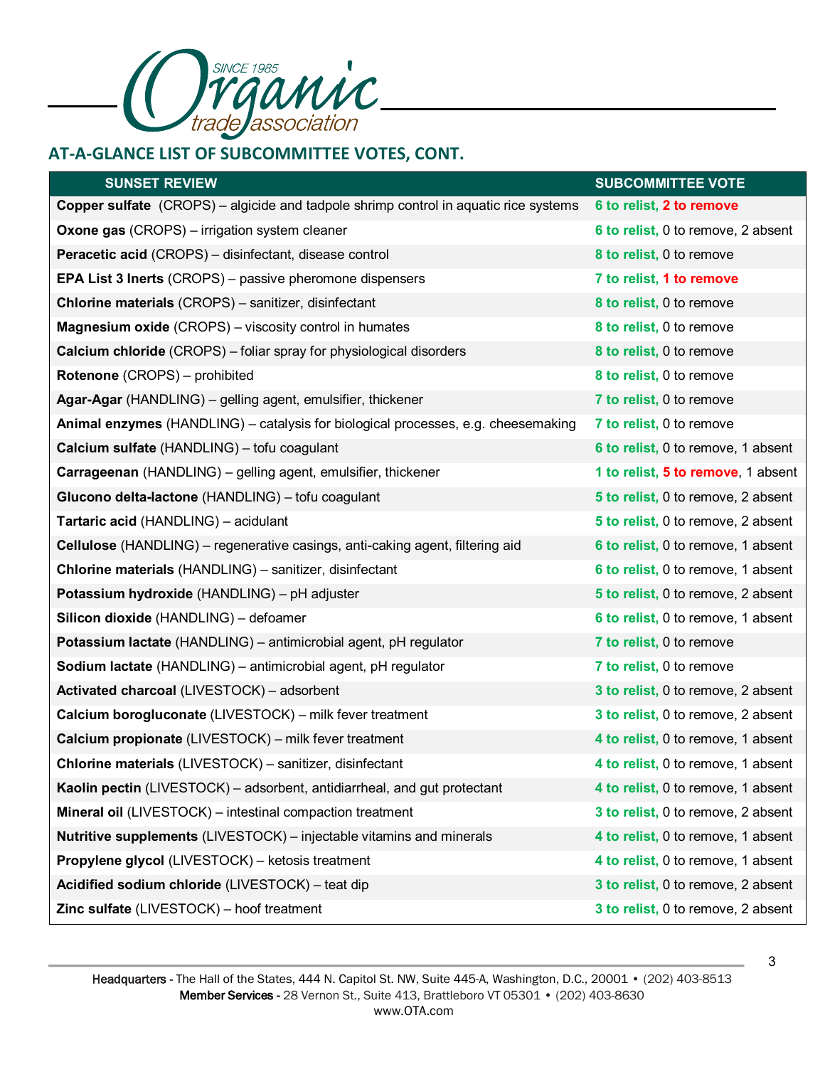## AT-A-GLANCE LIST OF SUBCOMMITTEE VOTES, CONT.

| SUNSET REVIEW | SUBCOMMITTEE VOTE |
|---|---|
| **Copper sulfate** (CROPS) – algicide and tadpole shrimp control in aquatic rice systems | **6 to relist, 2 to remove** |
| **Oxone gas** (CROPS) – irrigation system cleaner | **6 to relist,** 0 to remove, 2 absent |
| **Peracetic acid** (CROPS) – disinfectant, disease control | **8 to relist,** 0 to remove |
| **EPA List 3 Inerts** (CROPS) – passive pheromone dispensers | **7 to relist, 1 to remove** |
| **Chlorine materials** (CROPS) – sanitizer, disinfectant | **8 to relist,** 0 to remove |
| **Magnesium oxide** (CROPS) – viscosity control in humates | **8 to relist,** 0 to remove |
| **Calcium chloride** (CROPS) – foliar spray for physiological disorders | **8 to relist,** 0 to remove |
| **Rotenone** (CROPS) – prohibited | **8 to relist,** 0 to remove |
| **Agar-Agar** (HANDLING) – gelling agent, emulsifier, thickener | **7 to relist,** 0 to remove |
| **Animal enzymes** (HANDLING) – catalysis for biological processes, e.g. cheesemaking | **7 to relist,** 0 to remove |
| **Calcium sulfate** (HANDLING) – tofu coagulant | **6 to relist,** 0 to remove, 1 absent |
| **Carrageenan** (HANDLING) – gelling agent, emulsifier, thickener | **1 to relist, 5 to remove**, 1 absent |
| **Glucono delta-lactone** (HANDLING) – tofu coagulant | **5 to relist,** 0 to remove, 2 absent |
| **Tartaric acid** (HANDLING) – acidulant | **5 to relist,** 0 to remove, 2 absent |
| **Cellulose** (HANDLING) – regenerative casings, anti-caking agent, filtering aid | **6 to relist,** 0 to remove, 1 absent |
| **Chlorine materials** (HANDLING) – sanitizer, disinfectant | **6 to relist,** 0 to remove, 1 absent |
| **Potassium hydroxide** (HANDLING) – pH adjuster | **5 to relist,** 0 to remove, 2 absent |
| **Silicon dioxide** (HANDLING) – defoamer | **6 to relist,** 0 to remove, 1 absent |
| **Potassium lactate** (HANDLING) – antimicrobial agent, pH regulator | **7 to relist,** 0 to remove |
| **Sodium lactate** (HANDLING) – antimicrobial agent, pH regulator | **7 to relist,** 0 to remove |
| **Activated charcoal** (LIVESTOCK) – adsorbent | **3 to relist,** 0 to remove, 2 absent |
| **Calcium borogluconate** (LIVESTOCK) – milk fever treatment | **3 to relist,** 0 to remove, 2 absent |
| **Calcium propionate** (LIVESTOCK) – milk fever treatment | **4 to relist,** 0 to remove, 1 absent |
| **Chlorine materials** (LIVESTOCK) – sanitizer, disinfectant | **4 to relist,** 0 to remove, 1 absent |
| **Kaolin pectin** (LIVESTOCK) – adsorbent, antidiarrheal, and gut protectant | **4 to relist,** 0 to remove, 1 absent |
| **Mineral oil** (LIVESTOCK) – intestinal compaction treatment | **3 to relist,** 0 to remove, 2 absent |
| **Nutritive supplements** (LIVESTOCK) – injectable vitamins and minerals | **4 to relist,** 0 to remove, 1 absent |
| **Propylene glycol** (LIVESTOCK) – ketosis treatment | **4 to relist,** 0 to remove, 1 absent |
| **Acidified sodium chloride** (LIVESTOCK) – teat dip | **3 to relist,** 0 to remove, 2 absent |
| **Zinc sulfate** (LIVESTOCK) – hoof treatment | **3 to relist,** 0 to remove, 2 absent |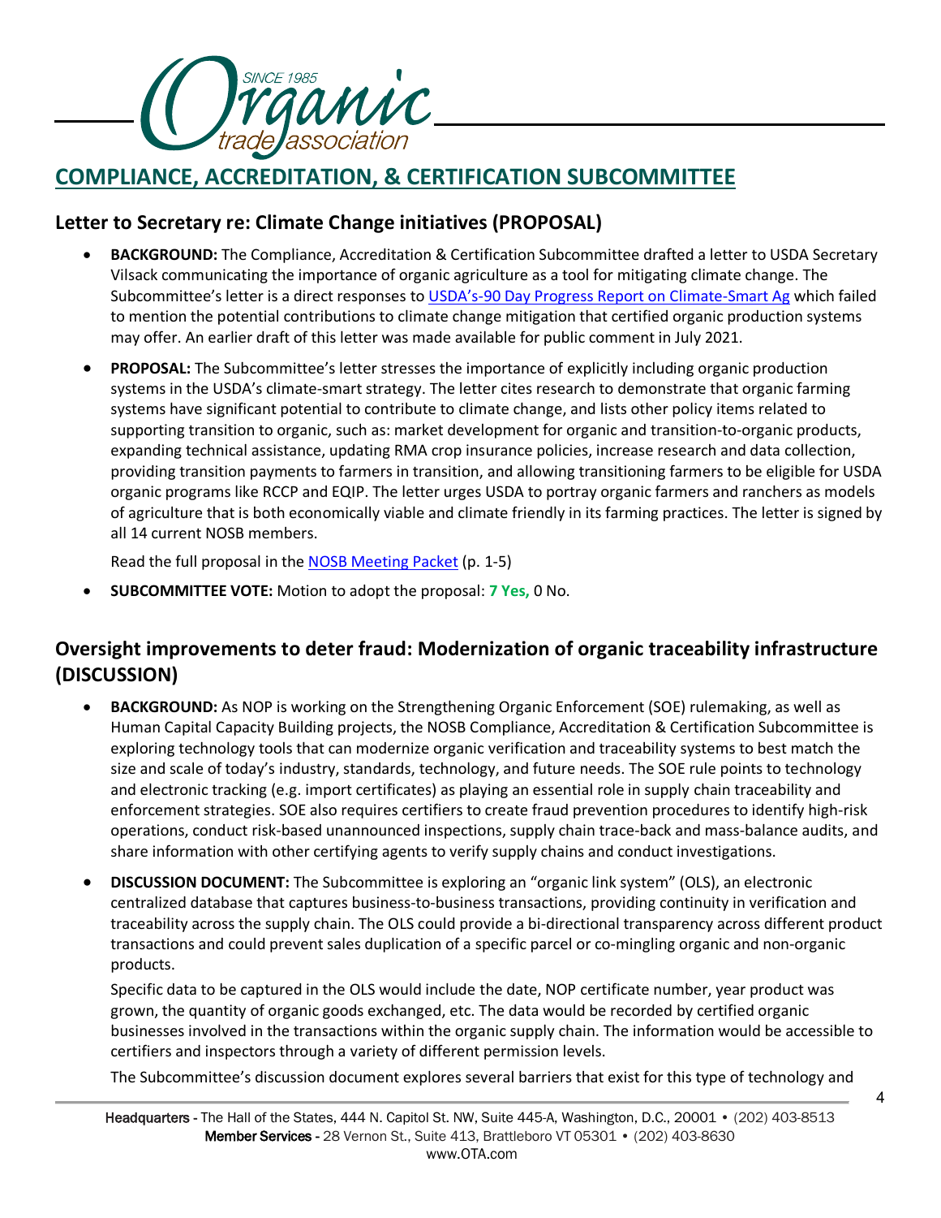## COMPLIANCE, ACCREDITATION, & CERTIFICATION SUBCOMMITTEE

### Letter to Secretary re: Climate Change initiatives (PROPOSAL)

- **BACKGROUND:** The Compliance, Accreditation & Certification Subcommittee drafted a letter to USDA Secretary Vilsack communicating the importance of organic agriculture as a tool for mitigating climate change. The Subcommittee's letter is a direct responses to USDA's-90 Day Progress Report on Climate-Smart Ag which failed to mention the potential contributions to climate change mitigation that certified organic production systems may offer. An earlier draft of this letter was made available for public comment in July 2021.
- **PROPOSAL:** The Subcommittee's letter stresses the importance of explicitly including organic production systems in the USDA's climate-smart strategy. The letter cites research to demonstrate that organic farming systems have significant potential to contribute to climate change, and lists other policy items related to supporting transition to organic, such as: market development for organic and transition-to-organic products, expanding technical assistance, updating RMA crop insurance policies, increase research and data collection, providing transition payments to farmers in transition, and allowing transitioning farmers to be eligible for USDA organic programs like RCCP and EQIP. The letter urges USDA to portray organic farmers and ranchers as models of agriculture that is both economically viable and climate friendly in its farming practices. The letter is signed by all 14 current NOSB members.

  Read the full proposal in the NOSB Meeting Packet (p. 1-5)
- **SUBCOMMITTEE VOTE:** Motion to adopt the proposal: **7 Yes,** 0 No.

### Oversight improvements to deter fraud: Modernization of organic traceability infrastructure (DISCUSSION)

- **BACKGROUND:** As NOP is working on the Strengthening Organic Enforcement (SOE) rulemaking, as well as Human Capital Capacity Building projects, the NOSB Compliance, Accreditation & Certification Subcommittee is exploring technology tools that can modernize organic verification and traceability systems to best match the size and scale of today's industry, standards, technology, and future needs. The SOE rule points to technology and electronic tracking (e.g. import certificates) as playing an essential role in supply chain traceability and enforcement strategies. SOE also requires certifiers to create fraud prevention procedures to identify high-risk operations, conduct risk-based unannounced inspections, supply chain trace-back and mass-balance audits, and share information with other certifying agents to verify supply chains and conduct investigations.
- **DISCUSSION DOCUMENT:** The Subcommittee is exploring an "organic link system" (OLS), an electronic centralized database that captures business-to-business transactions, providing continuity in verification and traceability across the supply chain. The OLS could provide a bi-directional transparency across different product transactions and could prevent sales duplication of a specific parcel or co-mingling organic and non-organic products.

  Specific data to be captured in the OLS would include the date, NOP certificate number, year product was grown, the quantity of organic goods exchanged, etc. The data would be recorded by certified organic businesses involved in the transactions within the organic supply chain. The information would be accessible to certifiers and inspectors through a variety of different permission levels.

  The Subcommittee's discussion document explores several barriers that exist for this type of technology and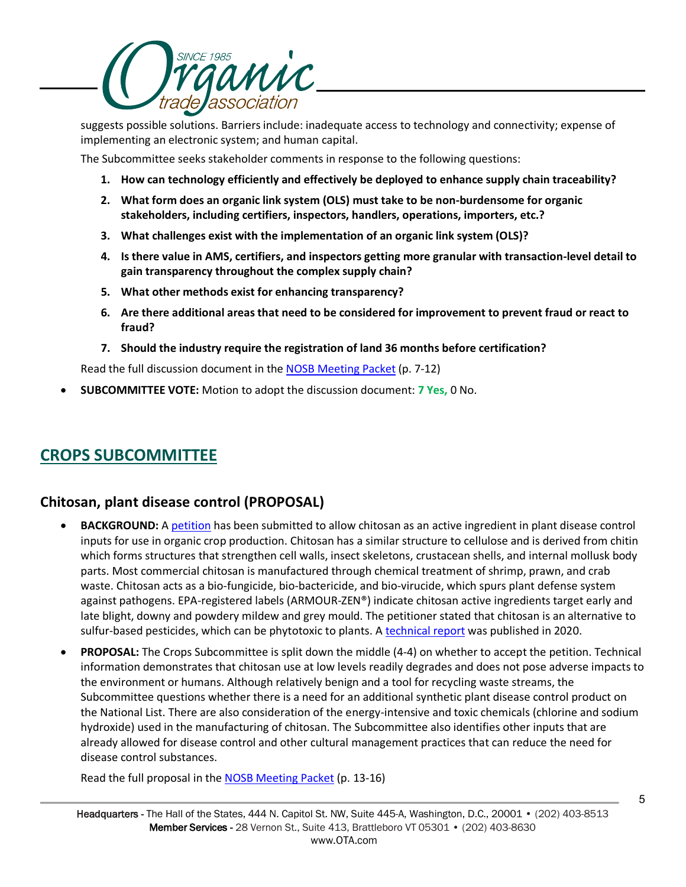suggests possible solutions. Barriers include: inadequate access to technology and connectivity; expense of implementing an electronic system; and human capital.

The Subcommittee seeks stakeholder comments in response to the following questions:

1. **How can technology efficiently and effectively be deployed to enhance supply chain traceability?**
2. **What form does an organic link system (OLS) must take to be non-burdensome for organic stakeholders, including certifiers, inspectors, handlers, operations, importers, etc.?**
3. **What challenges exist with the implementation of an organic link system (OLS)?**
4. **Is there value in AMS, certifiers, and inspectors getting more granular with transaction-level detail to gain transparency throughout the complex supply chain?**
5. **What other methods exist for enhancing transparency?**
6. **Are there additional areas that need to be considered for improvement to prevent fraud or react to fraud?**
7. **Should the industry require the registration of land 36 months before certification?**

Read the full discussion document in the NOSB Meeting Packet (p. 7-12)

- **SUBCOMMITTEE VOTE:** Motion to adopt the discussion document: **7 Yes,** 0 No.

## CROPS SUBCOMMITTEE

### Chitosan, plant disease control (PROPOSAL)

- **BACKGROUND:** A petition has been submitted to allow chitosan as an active ingredient in plant disease control inputs for use in organic crop production. Chitosan has a similar structure to cellulose and is derived from chitin which forms structures that strengthen cell walls, insect skeletons, crustacean shells, and internal mollusk body parts. Most commercial chitosan is manufactured through chemical treatment of shrimp, prawn, and crab waste. Chitosan acts as a bio-fungicide, bio-bactericide, and bio-virucide, which spurs plant defense system against pathogens. EPA-registered labels (ARMOUR-ZEN®) indicate chitosan active ingredients target early and late blight, downy and powdery mildew and grey mould. The petitioner stated that chitosan is an alternative to sulfur-based pesticides, which can be phytotoxic to plants. A technical report was published in 2020.
- **PROPOSAL:** The Crops Subcommittee is split down the middle (4-4) on whether to accept the petition. Technical information demonstrates that chitosan use at low levels readily degrades and does not pose adverse impacts to the environment or humans. Although relatively benign and a tool for recycling waste streams, the Subcommittee questions whether there is a need for an additional synthetic plant disease control product on the National List. There are also consideration of the energy-intensive and toxic chemicals (chlorine and sodium hydroxide) used in the manufacturing of chitosan. The Subcommittee also identifies other inputs that are already allowed for disease control and other cultural management practices that can reduce the need for disease control substances.

  Read the full proposal in the NOSB Meeting Packet (p. 13-16)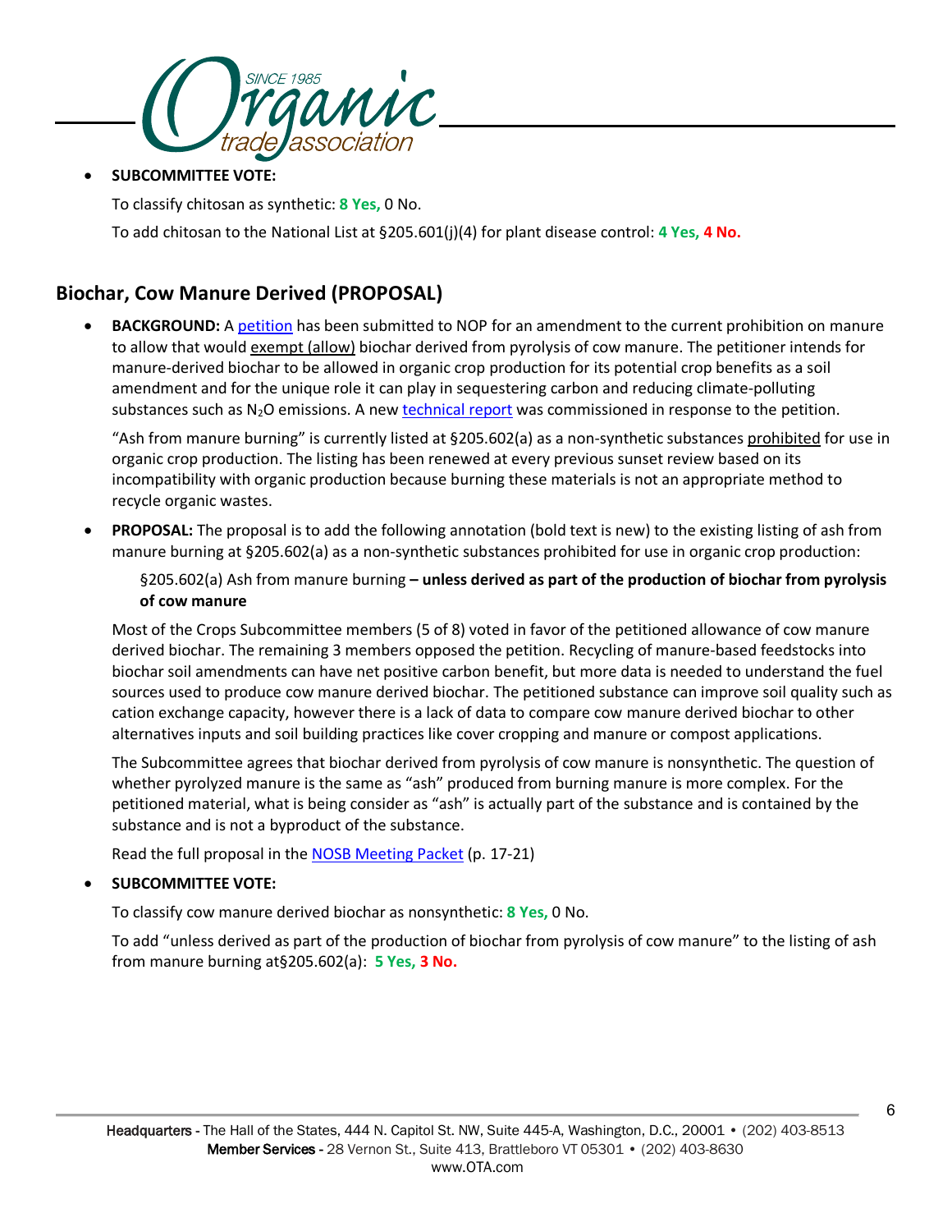- **SUBCOMMITTEE VOTE:**

  To classify chitosan as synthetic: **8 Yes,** 0 No.

  To add chitosan to the National List at §205.601(j)(4) for plant disease control: **4 Yes, 4 No.**

## Biochar, Cow Manure Derived (PROPOSAL)

- **BACKGROUND:** A petition has been submitted to NOP for an amendment to the current prohibition on manure to allow that would exempt (allow) biochar derived from pyrolysis of cow manure. The petitioner intends for manure-derived biochar to be allowed in organic crop production for its potential crop benefits as a soil amendment and for the unique role it can play in sequestering carbon and reducing climate-polluting substances such as $N_2O$ emissions. A new technical report was commissioned in response to the petition.

  "Ash from manure burning" is currently listed at §205.602(a) as a non-synthetic substances prohibited for use in organic crop production. The listing has been renewed at every previous sunset review based on its incompatibility with organic production because burning these materials is not an appropriate method to recycle organic wastes.

- **PROPOSAL:** The proposal is to add the following annotation (bold text is new) to the existing listing of ash from manure burning at §205.602(a) as a non-synthetic substances prohibited for use in organic crop production:

  > §205.602(a) Ash from manure burning **– unless derived as part of the production of biochar from pyrolysis of cow manure**

  Most of the Crops Subcommittee members (5 of 8) voted in favor of the petitioned allowance of cow manure derived biochar. The remaining 3 members opposed the petition. Recycling of manure-based feedstocks into biochar soil amendments can have net positive carbon benefit, but more data is needed to understand the fuel sources used to produce cow manure derived biochar. The petitioned substance can improve soil quality such as cation exchange capacity, however there is a lack of data to compare cow manure derived biochar to other alternatives inputs and soil building practices like cover cropping and manure or compost applications.

  The Subcommittee agrees that biochar derived from pyrolysis of cow manure is nonsynthetic. The question of whether pyrolyzed manure is the same as "ash" produced from burning manure is more complex. For the petitioned material, what is being consider as "ash" is actually part of the substance and is contained by the substance and is not a byproduct of the substance.

  Read the full proposal in the NOSB Meeting Packet (p. 17-21)

- **SUBCOMMITTEE VOTE:**

  To classify cow manure derived biochar as nonsynthetic: **8 Yes,** 0 No.

  To add "unless derived as part of the production of biochar from pyrolysis of cow manure" to the listing of ash from manure burning at§205.602(a): **5 Yes, 3 No.**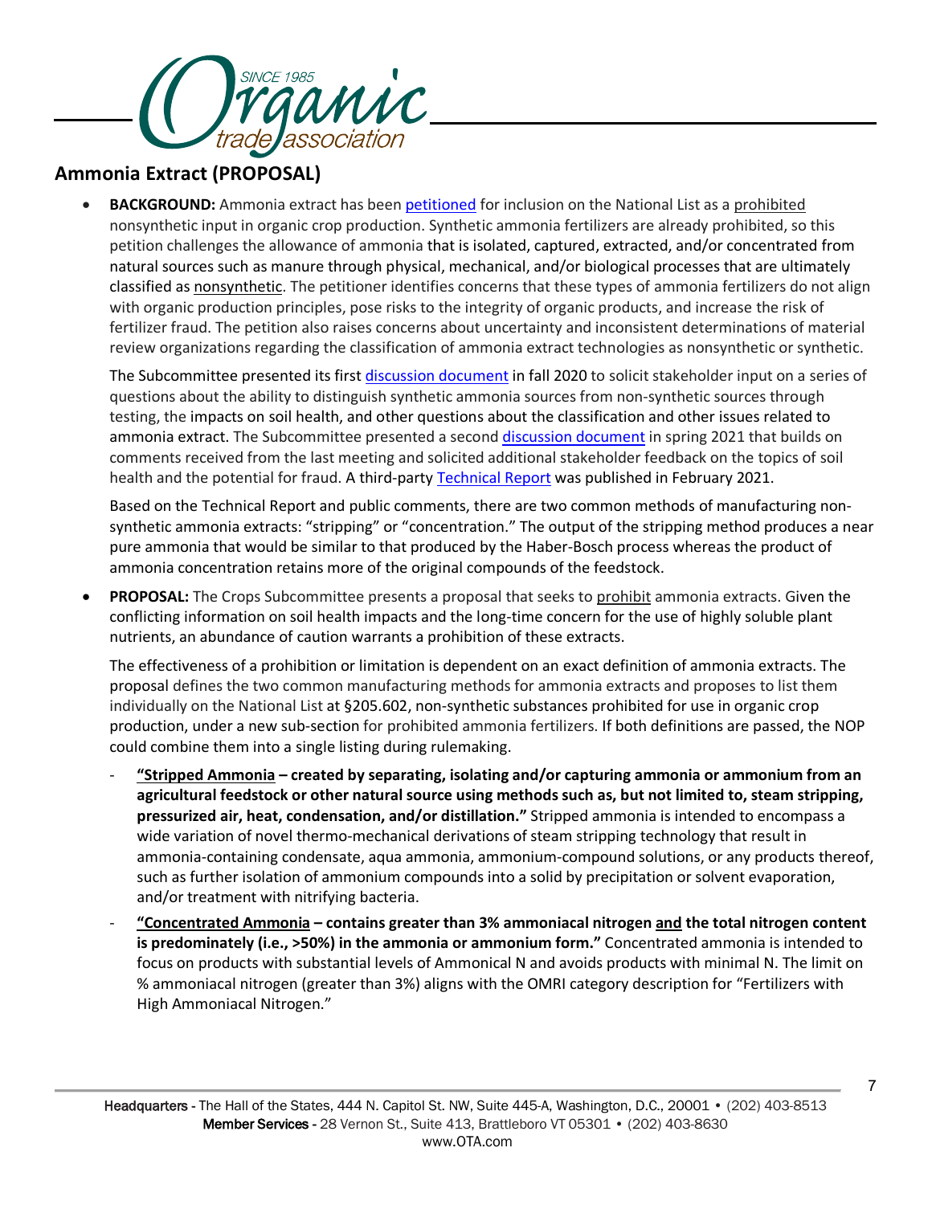## Ammonia Extract (PROPOSAL)

- **BACKGROUND:** Ammonia extract has been petitioned for inclusion on the National List as a prohibited nonsynthetic input in organic crop production. Synthetic ammonia fertilizers are already prohibited, so this petition challenges the allowance of ammonia that is isolated, captured, extracted, and/or concentrated from natural sources such as manure through physical, mechanical, and/or biological processes that are ultimately classified as nonsynthetic. The petitioner identifies concerns that these types of ammonia fertilizers do not align with organic production principles, pose risks to the integrity of organic products, and increase the risk of fertilizer fraud. The petition also raises concerns about uncertainty and inconsistent determinations of material review organizations regarding the classification of ammonia extract technologies as nonsynthetic or synthetic.

  The Subcommittee presented its first discussion document in fall 2020 to solicit stakeholder input on a series of questions about the ability to distinguish synthetic ammonia sources from non-synthetic sources through testing, the impacts on soil health, and other questions about the classification and other issues related to ammonia extract. The Subcommittee presented a second discussion document in spring 2021 that builds on comments received from the last meeting and solicited additional stakeholder feedback on the topics of soil health and the potential for fraud. A third-party Technical Report was published in February 2021.

  Based on the Technical Report and public comments, there are two common methods of manufacturing non-synthetic ammonia extracts: "stripping" or "concentration." The output of the stripping method produces a near pure ammonia that would be similar to that produced by the Haber-Bosch process whereas the product of ammonia concentration retains more of the original compounds of the feedstock.

- **PROPOSAL:** The Crops Subcommittee presents a proposal that seeks to prohibit ammonia extracts. Given the conflicting information on soil health impacts and the long-time concern for the use of highly soluble plant nutrients, an abundance of caution warrants a prohibition of these extracts.

  The effectiveness of a prohibition or limitation is dependent on an exact definition of ammonia extracts. The proposal defines the two common manufacturing methods for ammonia extracts and proposes to list them individually on the National List at §205.602, non-synthetic substances prohibited for use in organic crop production, under a new sub-section for prohibited ammonia fertilizers. If both definitions are passed, the NOP could combine them into a single listing during rulemaking.

  - **"Stripped Ammonia – created by separating, isolating and/or capturing ammonia or ammonium from an agricultural feedstock or other natural source using methods such as, but not limited to, steam stripping, pressurized air, heat, condensation, and/or distillation."** Stripped ammonia is intended to encompass a wide variation of novel thermo-mechanical derivations of steam stripping technology that result in ammonia-containing condensate, aqua ammonia, ammonium-compound solutions, or any products thereof, such as further isolation of ammonium compounds into a solid by precipitation or solvent evaporation, and/or treatment with nitrifying bacteria.
  - **"Concentrated Ammonia – contains greater than 3% ammoniacal nitrogen and the total nitrogen content is predominately (i.e., >50%) in the ammonia or ammonium form."** Concentrated ammonia is intended to focus on products with substantial levels of Ammonical N and avoids products with minimal N. The limit on % ammoniacal nitrogen (greater than 3%) aligns with the OMRI category description for "Fertilizers with High Ammoniacal Nitrogen."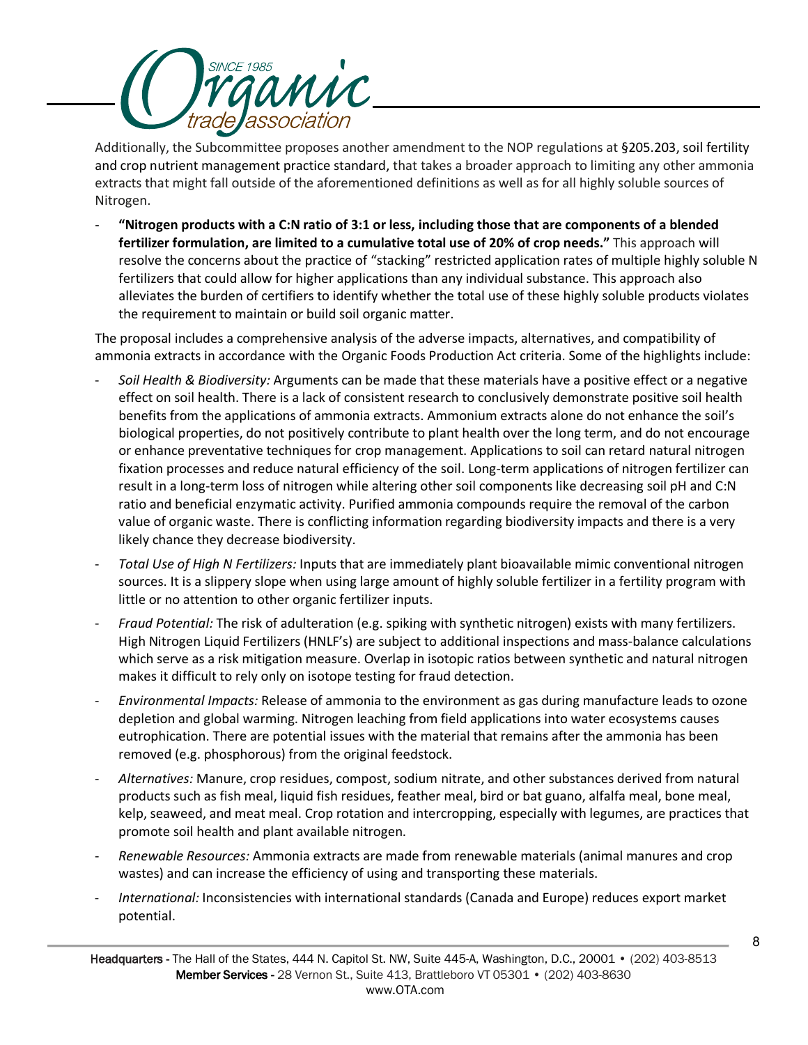Additionally, the Subcommittee proposes another amendment to the NOP regulations at §205.203, soil fertility and crop nutrient management practice standard, that takes a broader approach to limiting any other ammonia extracts that might fall outside of the aforementioned definitions as well as for all highly soluble sources of Nitrogen.

- **"Nitrogen products with a C:N ratio of 3:1 or less, including those that are components of a blended fertilizer formulation, are limited to a cumulative total use of 20% of crop needs."** This approach will resolve the concerns about the practice of "stacking" restricted application rates of multiple highly soluble N fertilizers that could allow for higher applications than any individual substance. This approach also alleviates the burden of certifiers to identify whether the total use of these highly soluble products violates the requirement to maintain or build soil organic matter.

The proposal includes a comprehensive analysis of the adverse impacts, alternatives, and compatibility of ammonia extracts in accordance with the Organic Foods Production Act criteria. Some of the highlights include:

- *Soil Health & Biodiversity:* Arguments can be made that these materials have a positive effect or a negative effect on soil health. There is a lack of consistent research to conclusively demonstrate positive soil health benefits from the applications of ammonia extracts. Ammonium extracts alone do not enhance the soil's biological properties, do not positively contribute to plant health over the long term, and do not encourage or enhance preventative techniques for crop management. Applications to soil can retard natural nitrogen fixation processes and reduce natural efficiency of the soil. Long-term applications of nitrogen fertilizer can result in a long-term loss of nitrogen while altering other soil components like decreasing soil pH and C:N ratio and beneficial enzymatic activity. Purified ammonia compounds require the removal of the carbon value of organic waste. There is conflicting information regarding biodiversity impacts and there is a very likely chance they decrease biodiversity.
- *Total Use of High N Fertilizers:* Inputs that are immediately plant bioavailable mimic conventional nitrogen sources. It is a slippery slope when using large amount of highly soluble fertilizer in a fertility program with little or no attention to other organic fertilizer inputs.
- *Fraud Potential:* The risk of adulteration (e.g. spiking with synthetic nitrogen) exists with many fertilizers. High Nitrogen Liquid Fertilizers (HNLF's) are subject to additional inspections and mass-balance calculations which serve as a risk mitigation measure. Overlap in isotopic ratios between synthetic and natural nitrogen makes it difficult to rely only on isotope testing for fraud detection.
- *Environmental Impacts:* Release of ammonia to the environment as gas during manufacture leads to ozone depletion and global warming. Nitrogen leaching from field applications into water ecosystems causes eutrophication. There are potential issues with the material that remains after the ammonia has been removed (e.g. phosphorous) from the original feedstock.
- *Alternatives:* Manure, crop residues, compost, sodium nitrate, and other substances derived from natural products such as fish meal, liquid fish residues, feather meal, bird or bat guano, alfalfa meal, bone meal, kelp, seaweed, and meat meal. Crop rotation and intercropping, especially with legumes, are practices that promote soil health and plant available nitrogen.
- *Renewable Resources:* Ammonia extracts are made from renewable materials (animal manures and crop wastes) and can increase the efficiency of using and transporting these materials.
- *International:* Inconsistencies with international standards (Canada and Europe) reduces export market potential.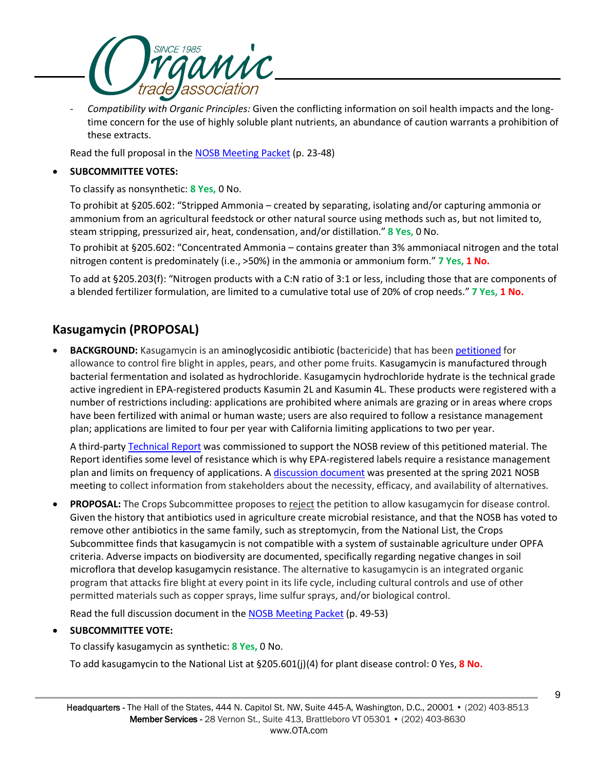- *Compatibility with Organic Principles:* Given the conflicting information on soil health impacts and the long-time concern for the use of highly soluble plant nutrients, an abundance of caution warrants a prohibition of these extracts.

  Read the full proposal in the NOSB Meeting Packet (p. 23-48)

- **SUBCOMMITTEE VOTES:**

  To classify as nonsynthetic: **8 Yes,** 0 No.

  To prohibit at §205.602: "Stripped Ammonia – created by separating, isolating and/or capturing ammonia or ammonium from an agricultural feedstock or other natural source using methods such as, but not limited to, steam stripping, pressurized air, heat, condensation, and/or distillation." **8 Yes,** 0 No.

  To prohibit at §205.602: "Concentrated Ammonia – contains greater than 3% ammoniacal nitrogen and the total nitrogen content is predominately (i.e., >50%) in the ammonia or ammonium form." **7 Yes, 1 No.**

  To add at §205.203(f): "Nitrogen products with a C:N ratio of 3:1 or less, including those that are components of a blended fertilizer formulation, are limited to a cumulative total use of 20% of crop needs." **7 Yes, 1 No.**

## Kasugamycin (PROPOSAL)

- **BACKGROUND:** Kasugamycin is an aminoglycosidic antibiotic (bactericide) that has been petitioned for allowance to control fire blight in apples, pears, and other pome fruits. Kasugamycin is manufactured through bacterial fermentation and isolated as hydrochloride. Kasugamycin hydrochloride hydrate is the technical grade active ingredient in EPA-registered products Kasumin 2L and Kasumin 4L. These products were registered with a number of restrictions including: applications are prohibited where animals are grazing or in areas where crops have been fertilized with animal or human waste; users are also required to follow a resistance management plan; applications are limited to four per year with California limiting applications to two per year.

  A third-party Technical Report was commissioned to support the NOSB review of this petitioned material. The Report identifies some level of resistance which is why EPA-registered labels require a resistance management plan and limits on frequency of applications. A discussion document was presented at the spring 2021 NOSB meeting to collect information from stakeholders about the necessity, efficacy, and availability of alternatives.

- **PROPOSAL:** The Crops Subcommittee proposes to reject the petition to allow kasugamycin for disease control. Given the history that antibiotics used in agriculture create microbial resistance, and that the NOSB has voted to remove other antibiotics in the same family, such as streptomycin, from the National List, the Crops Subcommittee finds that kasugamycin is not compatible with a system of sustainable agriculture under OPFA criteria. Adverse impacts on biodiversity are documented, specifically regarding negative changes in soil microflora that develop kasugamycin resistance. The alternative to kasugamycin is an integrated organic program that attacks fire blight at every point in its life cycle, including cultural controls and use of other permitted materials such as copper sprays, lime sulfur sprays, and/or biological control.

  Read the full discussion document in the NOSB Meeting Packet (p. 49-53)

- **SUBCOMMITTEE VOTE:**

  To classify kasugamycin as synthetic: **8 Yes,** 0 No.

  To add kasugamycin to the National List at §205.601(j)(4) for plant disease control: 0 Yes, **8 No.**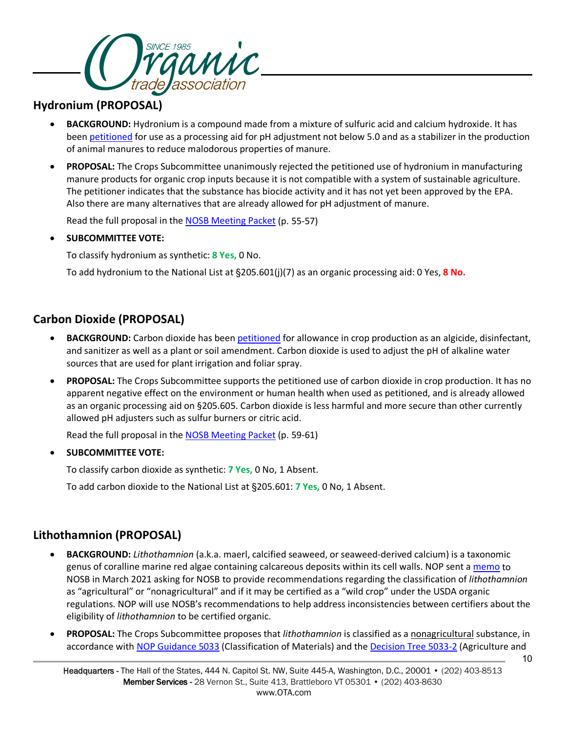## Hydronium (PROPOSAL)

- **BACKGROUND:** Hydronium is a compound made from a mixture of sulfuric acid and calcium hydroxide. It has been petitioned for use as a processing aid for pH adjustment not below 5.0 and as a stabilizer in the production of animal manures to reduce malodorous properties of manure.
- **PROPOSAL:** The Crops Subcommittee unanimously rejected the petitioned use of hydronium in manufacturing manure products for organic crop inputs because it is not compatible with a system of sustainable agriculture. The petitioner indicates that the substance has biocide activity and it has not yet been approved by the EPA. Also there are many alternatives that are already allowed for pH adjustment of manure.

  Read the full proposal in the NOSB Meeting Packet (p. 55-57)

- **SUBCOMMITTEE VOTE:**

  To classify hydronium as synthetic: **8 Yes,** 0 No.

  To add hydronium to the National List at §205.601(j)(7) as an organic processing aid: 0 Yes, **8 No.**

## Carbon Dioxide (PROPOSAL)

- **BACKGROUND:** Carbon dioxide has been petitioned for allowance in crop production as an algicide, disinfectant, and sanitizer as well as a plant or soil amendment. Carbon dioxide is used to adjust the pH of alkaline water sources that are used for plant irrigation and foliar spray.
- **PROPOSAL:** The Crops Subcommittee supports the petitioned use of carbon dioxide in crop production. It has no apparent negative effect on the environment or human health when used as petitioned, and is already allowed as an organic processing aid on §205.605. Carbon dioxide is less harmful and more secure than other currently allowed pH adjusters such as sulfur burners or citric acid.

  Read the full proposal in the NOSB Meeting Packet (p. 59-61)

- **SUBCOMMITTEE VOTE:**

  To classify carbon dioxide as synthetic: **7 Yes,** 0 No, 1 Absent.

  To add carbon dioxide to the National List at §205.601: **7 Yes,** 0 No, 1 Absent.

## Lithothamnion (PROPOSAL)

- **BACKGROUND:** *Lithothamnion* (a.k.a. maerl, calcified seaweed, or seaweed-derived calcium) is a taxonomic genus of coralline marine red algae containing calcareous deposits within its cell walls. NOP sent a memo to NOSB in March 2021 asking for NOSB to provide recommendations regarding the classification of *lithothamnion* as "agricultural" or "nonagricultural" and if it may be certified as a "wild crop" under the USDA organic regulations. NOP will use NOSB's recommendations to help address inconsistencies between certifiers about the eligibility of *lithothamnion* to be certified organic.
- **PROPOSAL:** The Crops Subcommittee proposes that *lithothamnion* is classified as a nonagricultural substance, in accordance with NOP Guidance 5033 (Classification of Materials) and the Decision Tree 5033-2 (Agriculture and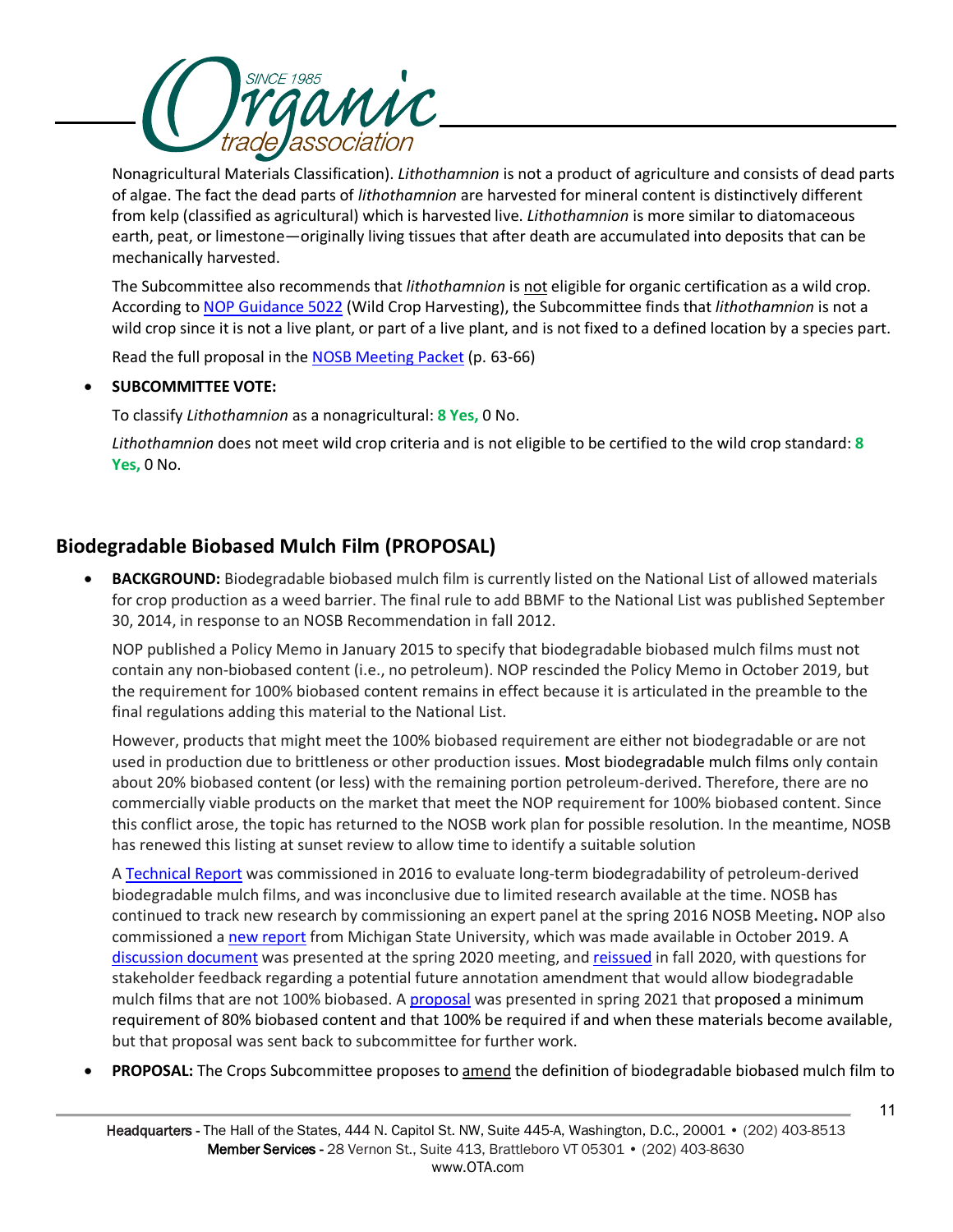Nonagricultural Materials Classification). *Lithothamnion* is not a product of agriculture and consists of dead parts of algae. The fact the dead parts of *lithothamnion* are harvested for mineral content is distinctively different from kelp (classified as agricultural) which is harvested live. *Lithothamnion* is more similar to diatomaceous earth, peat, or limestone—originally living tissues that after death are accumulated into deposits that can be mechanically harvested.

The Subcommittee also recommends that *lithothamnion* is not eligible for organic certification as a wild crop. According to NOP Guidance 5022 (Wild Crop Harvesting), the Subcommittee finds that *lithothamnion* is not a wild crop since it is not a live plant, or part of a live plant, and is not fixed to a defined location by a species part.

Read the full proposal in the NOSB Meeting Packet (p. 63-66)

- **SUBCOMMITTEE VOTE:**

  To classify *Lithothamnion* as a nonagricultural: **8 Yes,** 0 No.

  *Lithothamnion* does not meet wild crop criteria and is not eligible to be certified to the wild crop standard: **8 Yes,** 0 No.

## Biodegradable Biobased Mulch Film (PROPOSAL)

- **BACKGROUND:** Biodegradable biobased mulch film is currently listed on the National List of allowed materials for crop production as a weed barrier. The final rule to add BBMF to the National List was published September 30, 2014, in response to an NOSB Recommendation in fall 2012.

  NOP published a Policy Memo in January 2015 to specify that biodegradable biobased mulch films must not contain any non-biobased content (i.e., no petroleum). NOP rescinded the Policy Memo in October 2019, but the requirement for 100% biobased content remains in effect because it is articulated in the preamble to the final regulations adding this material to the National List.

  However, products that might meet the 100% biobased requirement are either not biodegradable or are not used in production due to brittleness or other production issues. Most biodegradable mulch films only contain about 20% biobased content (or less) with the remaining portion petroleum-derived. Therefore, there are no commercially viable products on the market that meet the NOP requirement for 100% biobased content. Since this conflict arose, the topic has returned to the NOSB work plan for possible resolution. In the meantime, NOSB has renewed this listing at sunset review to allow time to identify a suitable solution

  A Technical Report was commissioned in 2016 to evaluate long-term biodegradability of petroleum-derived biodegradable mulch films, and was inconclusive due to limited research available at the time. NOSB has continued to track new research by commissioning an expert panel at the spring 2016 NOSB Meeting**.** NOP also commissioned a new report from Michigan State University, which was made available in October 2019. A discussion document was presented at the spring 2020 meeting, and reissued in fall 2020, with questions for stakeholder feedback regarding a potential future annotation amendment that would allow biodegradable mulch films that are not 100% biobased. A proposal was presented in spring 2021 that proposed a minimum requirement of 80% biobased content and that 100% be required if and when these materials become available, but that proposal was sent back to subcommittee for further work.

- **PROPOSAL:** The Crops Subcommittee proposes to amend the definition of biodegradable biobased mulch film to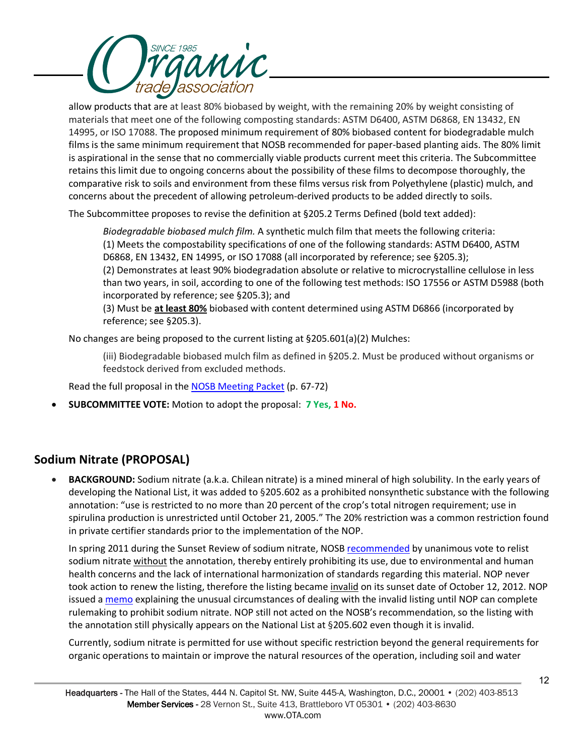allow products that are at least 80% biobased by weight, with the remaining 20% by weight consisting of materials that meet one of the following composting standards: ASTM D6400, ASTM D6868, EN 13432, EN 14995, or ISO 17088. The proposed minimum requirement of 80% biobased content for biodegradable mulch films is the same minimum requirement that NOSB recommended for paper-based planting aids. The 80% limit is aspirational in the sense that no commercially viable products current meet this criteria. The Subcommittee retains this limit due to ongoing concerns about the possibility of these films to decompose thoroughly, the comparative risk to soils and environment from these films versus risk from Polyethylene (plastic) mulch, and concerns about the precedent of allowing petroleum-derived products to be added directly to soils.

The Subcommittee proposes to revise the definition at §205.2 Terms Defined (bold text added):

> *Biodegradable biobased mulch film.* A synthetic mulch film that meets the following criteria:
> (1) Meets the compostability specifications of one of the following standards: ASTM D6400, ASTM D6868, EN 13432, EN 14995, or ISO 17088 (all incorporated by reference; see §205.3);
> (2) Demonstrates at least 90% biodegradation absolute or relative to microcrystalline cellulose in less than two years, in soil, according to one of the following test methods: ISO 17556 or ASTM D5988 (both incorporated by reference; see §205.3); and
> (3) Must be **at least 80%** biobased with content determined using ASTM D6866 (incorporated by reference; see §205.3).

No changes are being proposed to the current listing at §205.601(a)(2) Mulches:

> (iii) Biodegradable biobased mulch film as defined in §205.2. Must be produced without organisms or feedstock derived from excluded methods.

Read the full proposal in the NOSB Meeting Packet (p. 67-72)

- **SUBCOMMITTEE VOTE:** Motion to adopt the proposal: **7 Yes, 1 No.**

## Sodium Nitrate (PROPOSAL)

- **BACKGROUND:** Sodium nitrate (a.k.a. Chilean nitrate) is a mined mineral of high solubility. In the early years of developing the National List, it was added to §205.602 as a prohibited nonsynthetic substance with the following annotation: "use is restricted to no more than 20 percent of the crop's total nitrogen requirement; use in spirulina production is unrestricted until October 21, 2005." The 20% restriction was a common restriction found in private certifier standards prior to the implementation of the NOP.

  In spring 2011 during the Sunset Review of sodium nitrate, NOSB recommended by unanimous vote to relist sodium nitrate without the annotation, thereby entirely prohibiting its use, due to environmental and human health concerns and the lack of international harmonization of standards regarding this material. NOP never took action to renew the listing, therefore the listing became invalid on its sunset date of October 12, 2012. NOP issued a memo explaining the unusual circumstances of dealing with the invalid listing until NOP can complete rulemaking to prohibit sodium nitrate. NOP still not acted on the NOSB's recommendation, so the listing with the annotation still physically appears on the National List at §205.602 even though it is invalid.

  Currently, sodium nitrate is permitted for use without specific restriction beyond the general requirements for organic operations to maintain or improve the natural resources of the operation, including soil and water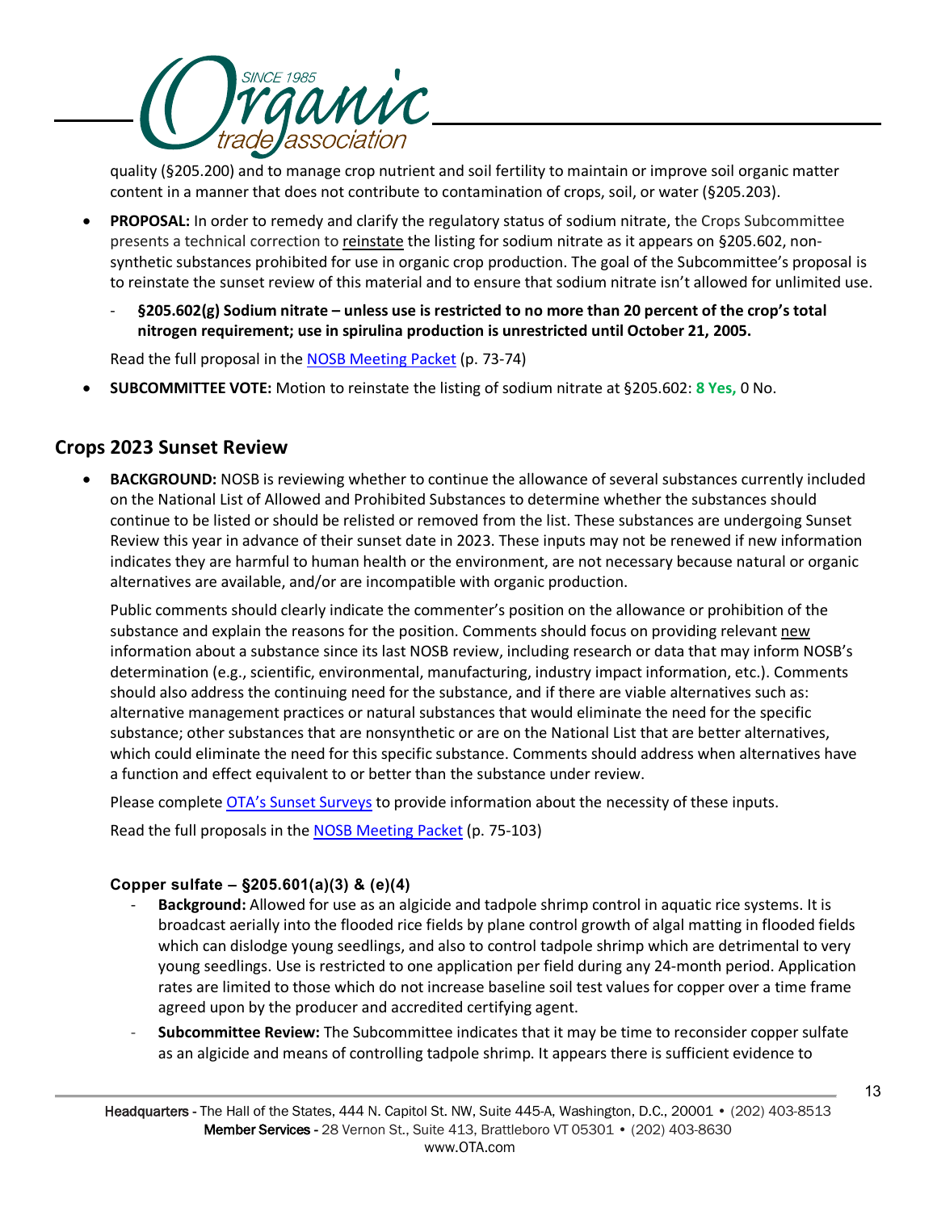quality (§205.200) and to manage crop nutrient and soil fertility to maintain or improve soil organic matter content in a manner that does not contribute to contamination of crops, soil, or water (§205.203).

- **PROPOSAL:** In order to remedy and clarify the regulatory status of sodium nitrate, the Crops Subcommittee presents a technical correction to reinstate the listing for sodium nitrate as it appears on §205.602, non-synthetic substances prohibited for use in organic crop production. The goal of the Subcommittee's proposal is to reinstate the sunset review of this material and to ensure that sodium nitrate isn't allowed for unlimited use.
  - **§205.602(g) Sodium nitrate – unless use is restricted to no more than 20 percent of the crop's total nitrogen requirement; use in spirulina production is unrestricted until October 21, 2005.**

  Read the full proposal in the NOSB Meeting Packet (p. 73-74)

- **SUBCOMMITTEE VOTE:** Motion to reinstate the listing of sodium nitrate at §205.602: **8 Yes,** 0 No.

## Crops 2023 Sunset Review

- **BACKGROUND:** NOSB is reviewing whether to continue the allowance of several substances currently included on the National List of Allowed and Prohibited Substances to determine whether the substances should continue to be listed or should be relisted or removed from the list. These substances are undergoing Sunset Review this year in advance of their sunset date in 2023. These inputs may not be renewed if new information indicates they are harmful to human health or the environment, are not necessary because natural or organic alternatives are available, and/or are incompatible with organic production.

  Public comments should clearly indicate the commenter's position on the allowance or prohibition of the substance and explain the reasons for the position. Comments should focus on providing relevant new information about a substance since its last NOSB review, including research or data that may inform NOSB's determination (e.g., scientific, environmental, manufacturing, industry impact information, etc.). Comments should also address the continuing need for the substance, and if there are viable alternatives such as: alternative management practices or natural substances that would eliminate the need for the specific substance; other substances that are nonsynthetic or are on the National List that are better alternatives, which could eliminate the need for this specific substance. Comments should address when alternatives have a function and effect equivalent to or better than the substance under review.

  Please complete OTA's Sunset Surveys to provide information about the necessity of these inputs.

  Read the full proposals in the NOSB Meeting Packet (p. 75-103)

### Copper sulfate – §205.601(a)(3) & (e)(4)

- **Background:** Allowed for use as an algicide and tadpole shrimp control in aquatic rice systems. It is broadcast aerially into the flooded rice fields by plane control growth of algal matting in flooded fields which can dislodge young seedlings, and also to control tadpole shrimp which are detrimental to very young seedlings. Use is restricted to one application per field during any 24-month period. Application rates are limited to those which do not increase baseline soil test values for copper over a time frame agreed upon by the producer and accredited certifying agent.
- **Subcommittee Review:** The Subcommittee indicates that it may be time to reconsider copper sulfate as an algicide and means of controlling tadpole shrimp. It appears there is sufficient evidence to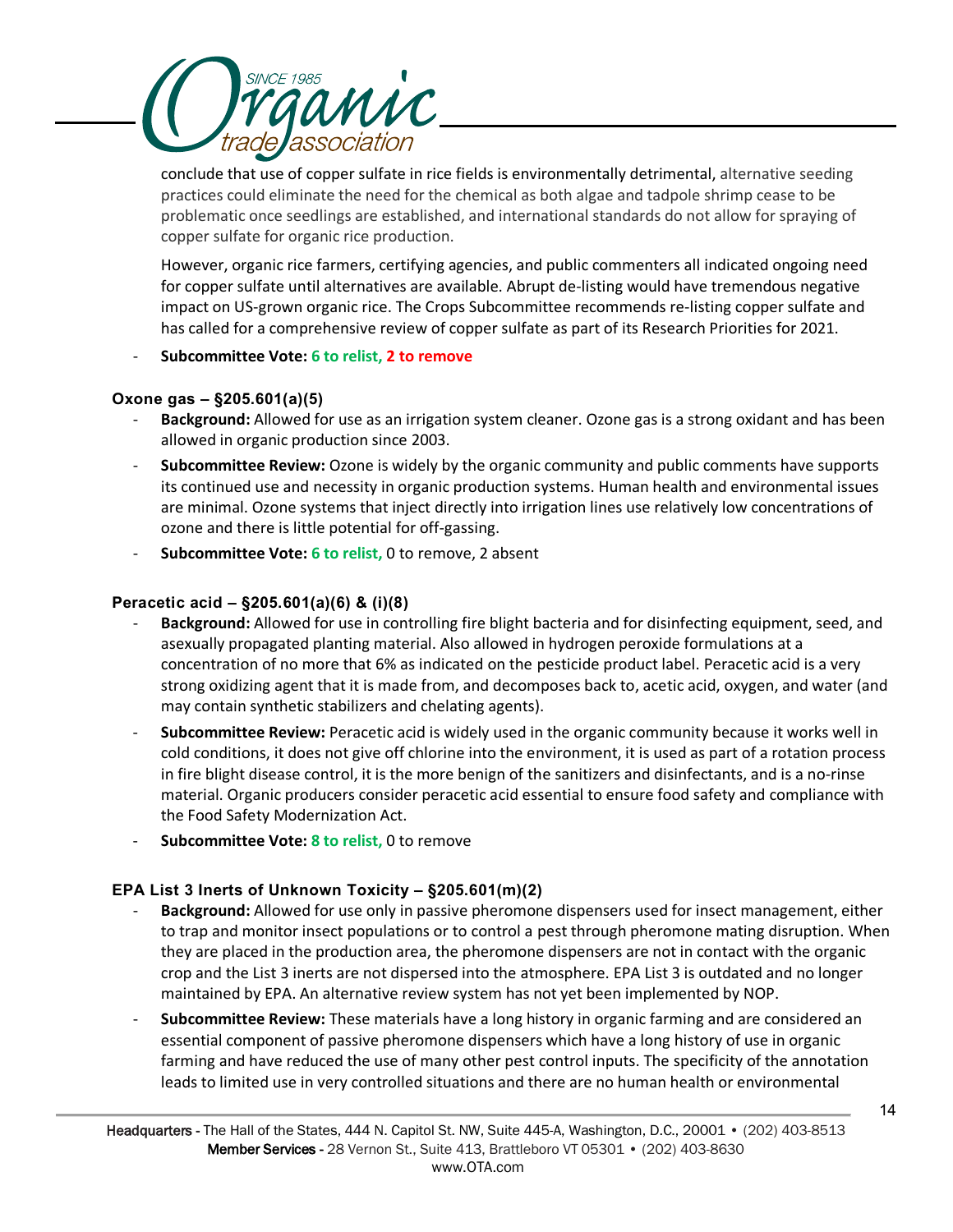conclude that use of copper sulfate in rice fields is environmentally detrimental, alternative seeding practices could eliminate the need for the chemical as both algae and tadpole shrimp cease to be problematic once seedlings are established, and international standards do not allow for spraying of copper sulfate for organic rice production.

However, organic rice farmers, certifying agencies, and public commenters all indicated ongoing need for copper sulfate until alternatives are available. Abrupt de-listing would have tremendous negative impact on US-grown organic rice. The Crops Subcommittee recommends re-listing copper sulfate and has called for a comprehensive review of copper sulfate as part of its Research Priorities for 2021.

- **Subcommittee Vote: 6 to relist, 2 to remove**

### Oxone gas – §205.601(a)(5)

- **Background:** Allowed for use as an irrigation system cleaner. Ozone gas is a strong oxidant and has been allowed in organic production since 2003.
- **Subcommittee Review:** Ozone is widely by the organic community and public comments have supports its continued use and necessity in organic production systems. Human health and environmental issues are minimal. Ozone systems that inject directly into irrigation lines use relatively low concentrations of ozone and there is little potential for off-gassing.
- **Subcommittee Vote: 6 to relist,** 0 to remove, 2 absent

### Peracetic acid – §205.601(a)(6) & (i)(8)

- **Background:** Allowed for use in controlling fire blight bacteria and for disinfecting equipment, seed, and asexually propagated planting material. Also allowed in hydrogen peroxide formulations at a concentration of no more that 6% as indicated on the pesticide product label. Peracetic acid is a very strong oxidizing agent that it is made from, and decomposes back to, acetic acid, oxygen, and water (and may contain synthetic stabilizers and chelating agents).
- **Subcommittee Review:** Peracetic acid is widely used in the organic community because it works well in cold conditions, it does not give off chlorine into the environment, it is used as part of a rotation process in fire blight disease control, it is the more benign of the sanitizers and disinfectants, and is a no-rinse material. Organic producers consider peracetic acid essential to ensure food safety and compliance with the Food Safety Modernization Act.
- **Subcommittee Vote: 8 to relist,** 0 to remove

### EPA List 3 Inerts of Unknown Toxicity – §205.601(m)(2)

- **Background:** Allowed for use only in passive pheromone dispensers used for insect management, either to trap and monitor insect populations or to control a pest through pheromone mating disruption. When they are placed in the production area, the pheromone dispensers are not in contact with the organic crop and the List 3 inerts are not dispersed into the atmosphere. EPA List 3 is outdated and no longer maintained by EPA. An alternative review system has not yet been implemented by NOP.
- **Subcommittee Review:** These materials have a long history in organic farming and are considered an essential component of passive pheromone dispensers which have a long history of use in organic farming and have reduced the use of many other pest control inputs. The specificity of the annotation leads to limited use in very controlled situations and there are no human health or environmental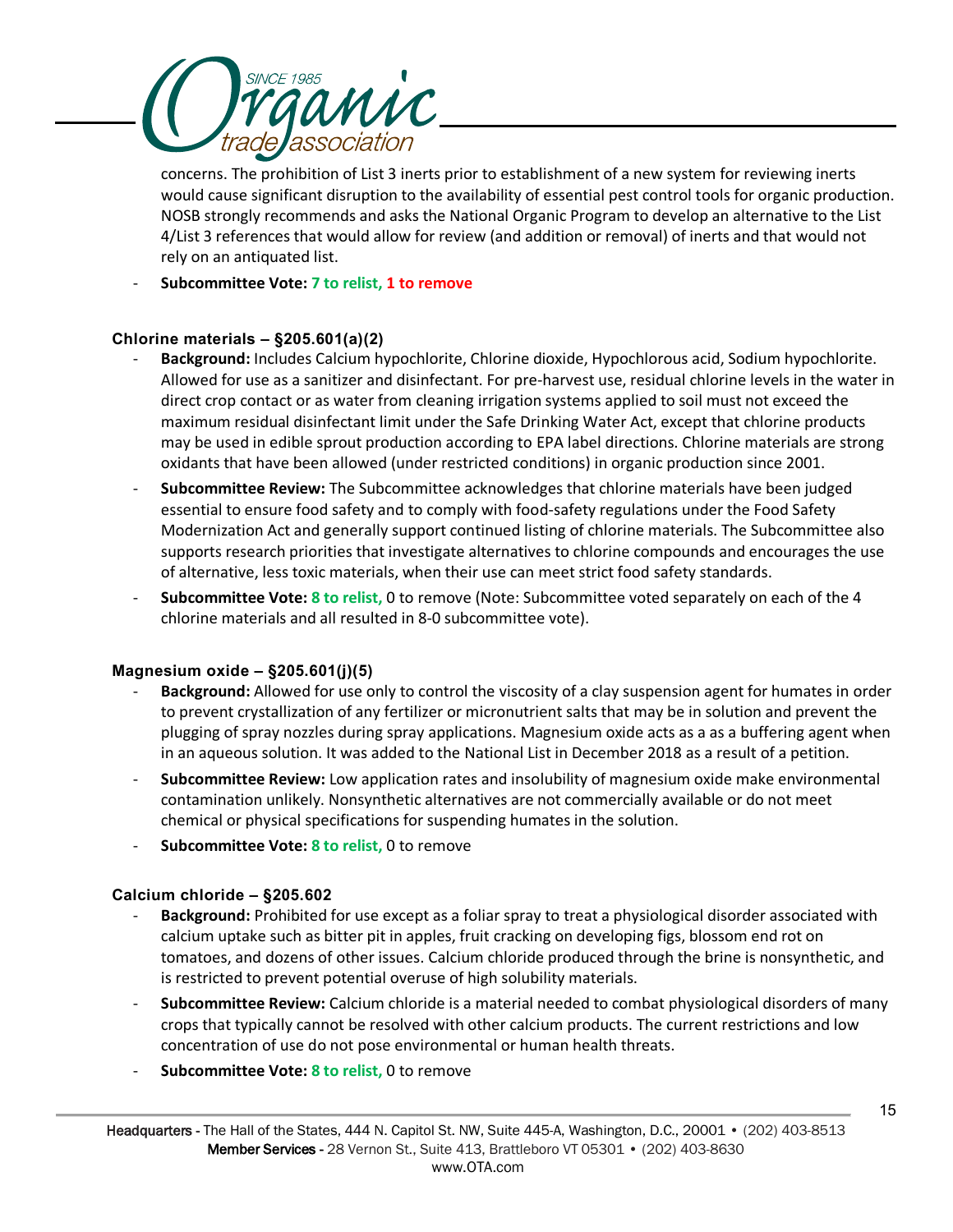concerns. The prohibition of List 3 inerts prior to establishment of a new system for reviewing inerts would cause significant disruption to the availability of essential pest control tools for organic production. NOSB strongly recommends and asks the National Organic Program to develop an alternative to the List 4/List 3 references that would allow for review (and addition or removal) of inerts and that would not rely on an antiquated list.

- **Subcommittee Vote: 7 to relist, 1 to remove**

**Chlorine materials – §205.601(a)(2)**

- **Background:** Includes Calcium hypochlorite, Chlorine dioxide, Hypochlorous acid, Sodium hypochlorite. Allowed for use as a sanitizer and disinfectant. For pre-harvest use, residual chlorine levels in the water in direct crop contact or as water from cleaning irrigation systems applied to soil must not exceed the maximum residual disinfectant limit under the Safe Drinking Water Act, except that chlorine products may be used in edible sprout production according to EPA label directions. Chlorine materials are strong oxidants that have been allowed (under restricted conditions) in organic production since 2001.
- **Subcommittee Review:** The Subcommittee acknowledges that chlorine materials have been judged essential to ensure food safety and to comply with food-safety regulations under the Food Safety Modernization Act and generally support continued listing of chlorine materials. The Subcommittee also supports research priorities that investigate alternatives to chlorine compounds and encourages the use of alternative, less toxic materials, when their use can meet strict food safety standards.
- **Subcommittee Vote: 8 to relist,** 0 to remove (Note: Subcommittee voted separately on each of the 4 chlorine materials and all resulted in 8-0 subcommittee vote).

**Magnesium oxide – §205.601(j)(5)**

- **Background:** Allowed for use only to control the viscosity of a clay suspension agent for humates in order to prevent crystallization of any fertilizer or micronutrient salts that may be in solution and prevent the plugging of spray nozzles during spray applications. Magnesium oxide acts as a as a buffering agent when in an aqueous solution. It was added to the National List in December 2018 as a result of a petition.
- **Subcommittee Review:** Low application rates and insolubility of magnesium oxide make environmental contamination unlikely. Nonsynthetic alternatives are not commercially available or do not meet chemical or physical specifications for suspending humates in the solution.
- **Subcommittee Vote: 8 to relist,** 0 to remove

**Calcium chloride – §205.602**

- **Background:** Prohibited for use except as a foliar spray to treat a physiological disorder associated with calcium uptake such as bitter pit in apples, fruit cracking on developing figs, blossom end rot on tomatoes, and dozens of other issues. Calcium chloride produced through the brine is nonsynthetic, and is restricted to prevent potential overuse of high solubility materials.
- **Subcommittee Review:** Calcium chloride is a material needed to combat physiological disorders of many crops that typically cannot be resolved with other calcium products. The current restrictions and low concentration of use do not pose environmental or human health threats.
- **Subcommittee Vote: 8 to relist,** 0 to remove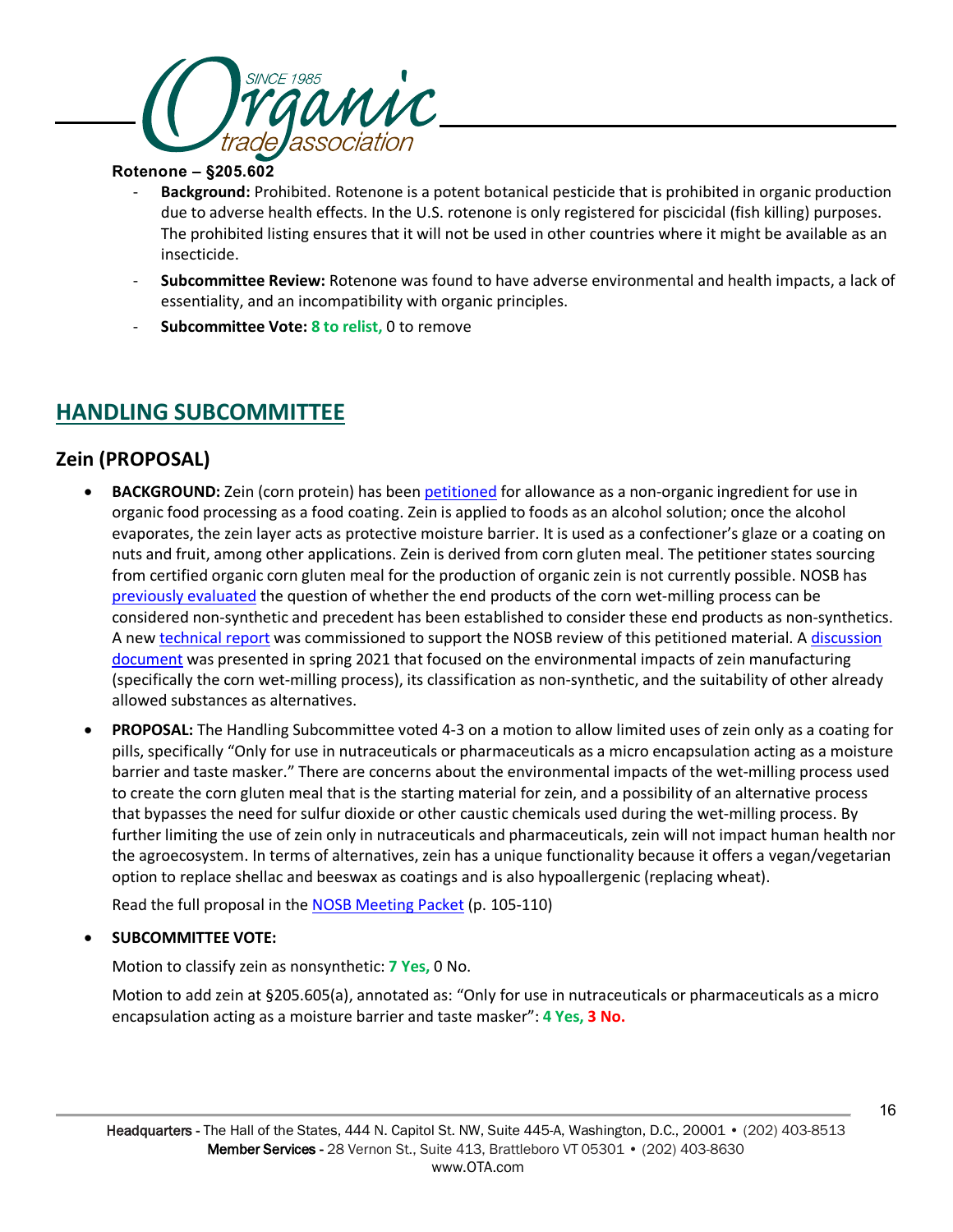**Rotenone – §205.602**

- **Background:** Prohibited. Rotenone is a potent botanical pesticide that is prohibited in organic production due to adverse health effects. In the U.S. rotenone is only registered for piscicidal (fish killing) purposes. The prohibited listing ensures that it will not be used in other countries where it might be available as an insecticide.
- **Subcommittee Review:** Rotenone was found to have adverse environmental and health impacts, a lack of essentiality, and an incompatibility with organic principles.
- **Subcommittee Vote:** **8 to relist,** 0 to remove

## HANDLING SUBCOMMITTEE

### Zein (PROPOSAL)

- **BACKGROUND:** Zein (corn protein) has been petitioned for allowance as a non-organic ingredient for use in organic food processing as a food coating. Zein is applied to foods as an alcohol solution; once the alcohol evaporates, the zein layer acts as protective moisture barrier. It is used as a confectioner's glaze or a coating on nuts and fruit, among other applications. Zein is derived from corn gluten meal. The petitioner states sourcing from certified organic corn gluten meal for the production of organic zein is not currently possible. NOSB has previously evaluated the question of whether the end products of the corn wet-milling process can be considered non-synthetic and precedent has been established to consider these end products as non-synthetics. A new technical report was commissioned to support the NOSB review of this petitioned material. A discussion document was presented in spring 2021 that focused on the environmental impacts of zein manufacturing (specifically the corn wet-milling process), its classification as non-synthetic, and the suitability of other already allowed substances as alternatives.
- **PROPOSAL:** The Handling Subcommittee voted 4-3 on a motion to allow limited uses of zein only as a coating for pills, specifically "Only for use in nutraceuticals or pharmaceuticals as a micro encapsulation acting as a moisture barrier and taste masker." There are concerns about the environmental impacts of the wet-milling process used to create the corn gluten meal that is the starting material for zein, and a possibility of an alternative process that bypasses the need for sulfur dioxide or other caustic chemicals used during the wet-milling process. By further limiting the use of zein only in nutraceuticals and pharmaceuticals, zein will not impact human health nor the agroecosystem. In terms of alternatives, zein has a unique functionality because it offers a vegan/vegetarian option to replace shellac and beeswax as coatings and is also hypoallergenic (replacing wheat).

  Read the full proposal in the NOSB Meeting Packet (p. 105-110)

- **SUBCOMMITTEE VOTE:**

  Motion to classify zein as nonsynthetic: **7 Yes,** 0 No.

  Motion to add zein at §205.605(a), annotated as: "Only for use in nutraceuticals or pharmaceuticals as a micro encapsulation acting as a moisture barrier and taste masker": **4 Yes, 3 No.**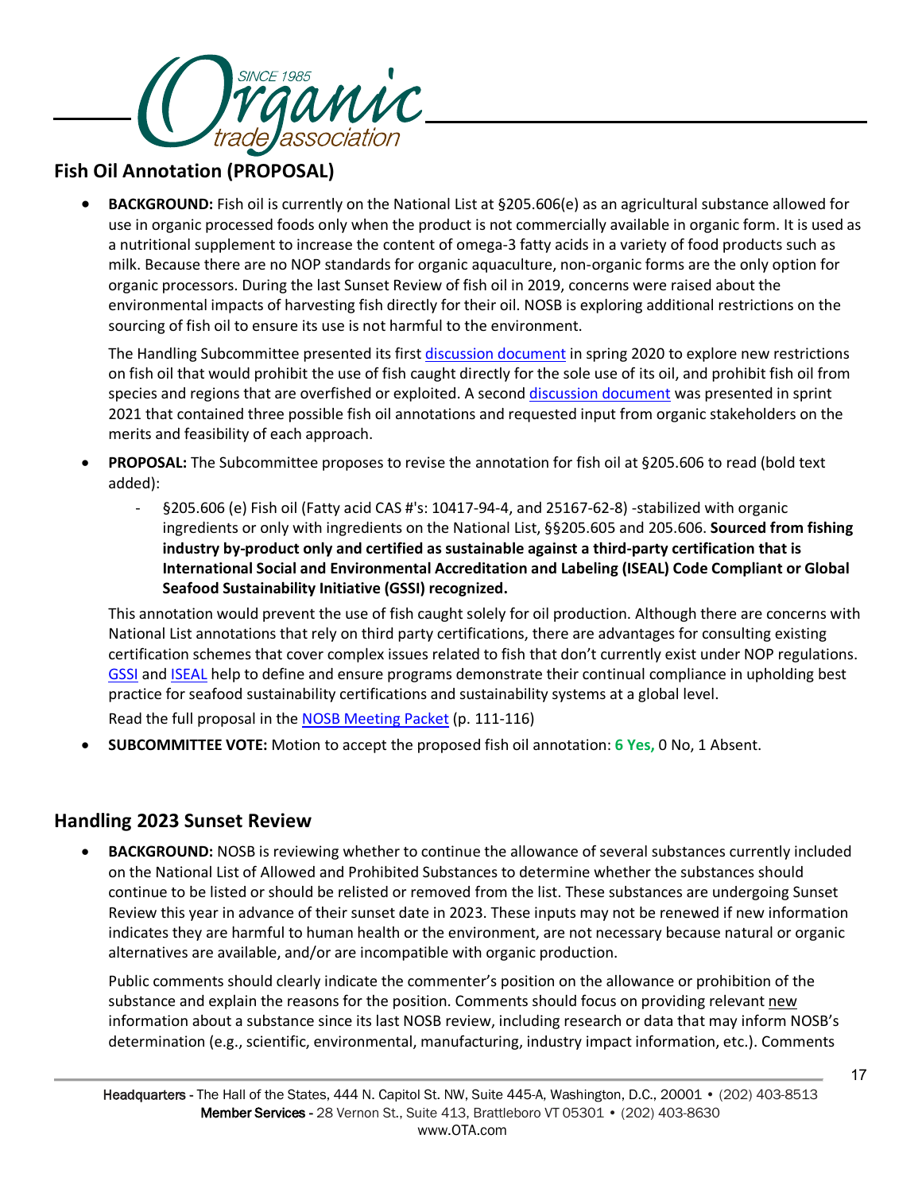## Fish Oil Annotation (PROPOSAL)

- **BACKGROUND:** Fish oil is currently on the National List at §205.606(e) as an agricultural substance allowed for use in organic processed foods only when the product is not commercially available in organic form. It is used as a nutritional supplement to increase the content of omega-3 fatty acids in a variety of food products such as milk. Because there are no NOP standards for organic aquaculture, non-organic forms are the only option for organic processors. During the last Sunset Review of fish oil in 2019, concerns were raised about the environmental impacts of harvesting fish directly for their oil. NOSB is exploring additional restrictions on the sourcing of fish oil to ensure its use is not harmful to the environment.

  The Handling Subcommittee presented its first discussion document in spring 2020 to explore new restrictions on fish oil that would prohibit the use of fish caught directly for the sole use of its oil, and prohibit fish oil from species and regions that are overfished or exploited. A second discussion document was presented in sprint 2021 that contained three possible fish oil annotations and requested input from organic stakeholders on the merits and feasibility of each approach.

- **PROPOSAL:** The Subcommittee proposes to revise the annotation for fish oil at §205.606 to read (bold text added):
  - §205.606 (e) Fish oil (Fatty acid CAS #'s: 10417-94-4, and 25167-62-8) -stabilized with organic ingredients or only with ingredients on the National List, §§205.605 and 205.606. **Sourced from fishing industry by-product only and certified as sustainable against a third-party certification that is International Social and Environmental Accreditation and Labeling (ISEAL) Code Compliant or Global Seafood Sustainability Initiative (GSSI) recognized.**

  This annotation would prevent the use of fish caught solely for oil production. Although there are concerns with National List annotations that rely on third party certifications, there are advantages for consulting existing certification schemes that cover complex issues related to fish that don't currently exist under NOP regulations. GSSI and ISEAL help to define and ensure programs demonstrate their continual compliance in upholding best practice for seafood sustainability certifications and sustainability systems at a global level.

  Read the full proposal in the NOSB Meeting Packet (p. 111-116)

- **SUBCOMMITTEE VOTE:** Motion to accept the proposed fish oil annotation: **6 Yes,** 0 No, 1 Absent.

## Handling 2023 Sunset Review

- **BACKGROUND:** NOSB is reviewing whether to continue the allowance of several substances currently included on the National List of Allowed and Prohibited Substances to determine whether the substances should continue to be listed or should be relisted or removed from the list. These substances are undergoing Sunset Review this year in advance of their sunset date in 2023. These inputs may not be renewed if new information indicates they are harmful to human health or the environment, are not necessary because natural or organic alternatives are available, and/or are incompatible with organic production.

  Public comments should clearly indicate the commenter's position on the allowance or prohibition of the substance and explain the reasons for the position. Comments should focus on providing relevant new information about a substance since its last NOSB review, including research or data that may inform NOSB's determination (e.g., scientific, environmental, manufacturing, industry impact information, etc.). Comments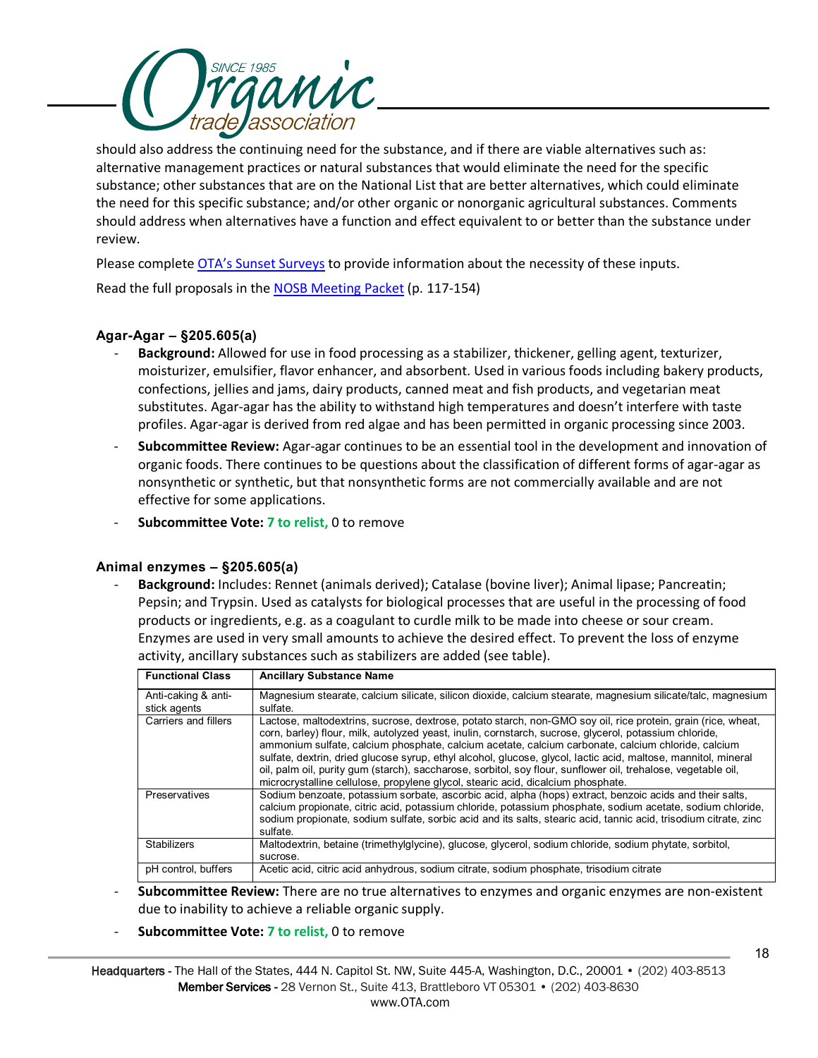should also address the continuing need for the substance, and if there are viable alternatives such as: alternative management practices or natural substances that would eliminate the need for the specific substance; other substances that are on the National List that are better alternatives, which could eliminate the need for this specific substance; and/or other organic or nonorganic agricultural substances. Comments should address when alternatives have a function and effect equivalent to or better than the substance under review.

Please complete OTA's Sunset Surveys to provide information about the necessity of these inputs.

Read the full proposals in the NOSB Meeting Packet (p. 117-154)

#### Agar-Agar – §205.605(a)

- **Background:** Allowed for use in food processing as a stabilizer, thickener, gelling agent, texturizer, moisturizer, emulsifier, flavor enhancer, and absorbent. Used in various foods including bakery products, confections, jellies and jams, dairy products, canned meat and fish products, and vegetarian meat substitutes. Agar-agar has the ability to withstand high temperatures and doesn't interfere with taste profiles. Agar-agar is derived from red algae and has been permitted in organic processing since 2003.
- **Subcommittee Review:** Agar-agar continues to be an essential tool in the development and innovation of organic foods. There continues to be questions about the classification of different forms of agar-agar as nonsynthetic or synthetic, but that nonsynthetic forms are not commercially available and are not effective for some applications.
- **Subcommittee Vote: 7 to relist,** 0 to remove

#### Animal enzymes – §205.605(a)

- **Background:** Includes: Rennet (animals derived); Catalase (bovine liver); Animal lipase; Pancreatin; Pepsin; and Trypsin. Used as catalysts for biological processes that are useful in the processing of food products or ingredients, e.g. as a coagulant to curdle milk to be made into cheese or sour cream. Enzymes are used in very small amounts to achieve the desired effect. To prevent the loss of enzyme activity, ancillary substances such as stabilizers are added (see table).

| Functional Class | Ancillary Substance Name |
|---|---|
| Anti-caking & anti-stick agents | Magnesium stearate, calcium silicate, silicon dioxide, calcium stearate, magnesium silicate/talc, magnesium sulfate. |
| Carriers and fillers | Lactose, maltodextrins, sucrose, dextrose, potato starch, non-GMO soy oil, rice protein, grain (rice, wheat, corn, barley) flour, milk, autolyzed yeast, inulin, cornstarch, sucrose, glycerol, potassium chloride, ammonium sulfate, calcium phosphate, calcium acetate, calcium carbonate, calcium chloride, calcium sulfate, dextrin, dried glucose syrup, ethyl alcohol, glucose, glycol, lactic acid, maltose, mannitol, mineral oil, palm oil, purity gum (starch), saccharose, sorbitol, soy flour, sunflower oil, trehalose, vegetable oil, microcrystalline cellulose, propylene glycol, stearic acid, dicalcium phosphate. |
| Preservatives | Sodium benzoate, potassium sorbate, ascorbic acid, alpha (hops) extract, benzoic acids and their salts, calcium propionate, citric acid, potassium chloride, potassium phosphate, sodium acetate, sodium chloride, sodium propionate, sodium sulfate, sorbic acid and its salts, stearic acid, tannic acid, trisodium citrate, zinc sulfate. |
| Stabilizers | Maltodextrin, betaine (trimethylglycine), glucose, glycerol, sodium chloride, sodium phytate, sorbitol, sucrose. |
| pH control, buffers | Acetic acid, citric acid anhydrous, sodium citrate, sodium phosphate, trisodium citrate |

- **Subcommittee Review:** There are no true alternatives to enzymes and organic enzymes are non-existent due to inability to achieve a reliable organic supply.
- **Subcommittee Vote: 7 to relist,** 0 to remove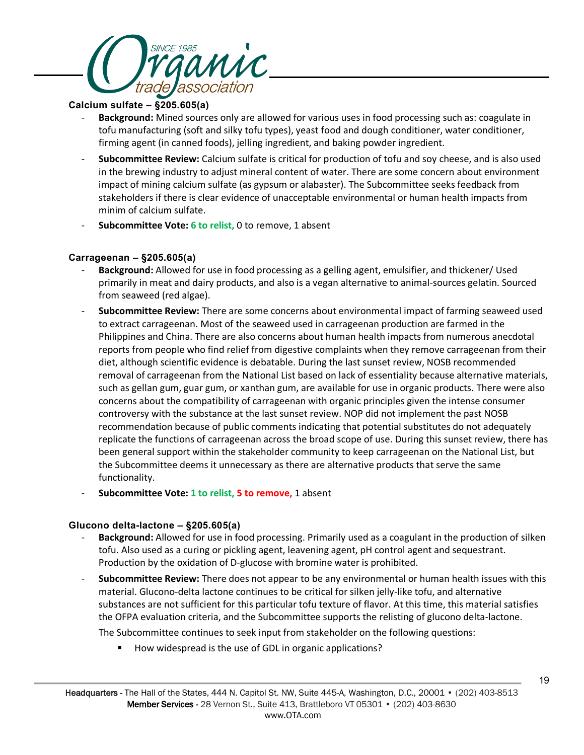### Calcium sulfate – §205.605(a)

- **Background:** Mined sources only are allowed for various uses in food processing such as: coagulate in tofu manufacturing (soft and silky tofu types), yeast food and dough conditioner, water conditioner, firming agent (in canned foods), jelling ingredient, and baking powder ingredient.
- **Subcommittee Review:** Calcium sulfate is critical for production of tofu and soy cheese, and is also used in the brewing industry to adjust mineral content of water. There are some concern about environment impact of mining calcium sulfate (as gypsum or alabaster). The Subcommittee seeks feedback from stakeholders if there is clear evidence of unacceptable environmental or human health impacts from minim of calcium sulfate.
- **Subcommittee Vote: 6 to relist,** 0 to remove, 1 absent

### Carrageenan – §205.605(a)

- **Background:** Allowed for use in food processing as a gelling agent, emulsifier, and thickener/ Used primarily in meat and dairy products, and also is a vegan alternative to animal-sources gelatin. Sourced from seaweed (red algae).
- **Subcommittee Review:** There are some concerns about environmental impact of farming seaweed used to extract carrageenan. Most of the seaweed used in carrageenan production are farmed in the Philippines and China. There are also concerns about human health impacts from numerous anecdotal reports from people who find relief from digestive complaints when they remove carrageenan from their diet, although scientific evidence is debatable. During the last sunset review, NOSB recommended removal of carrageenan from the National List based on lack of essentiality because alternative materials, such as gellan gum, guar gum, or xanthan gum, are available for use in organic products. There were also concerns about the compatibility of carrageenan with organic principles given the intense consumer controversy with the substance at the last sunset review. NOP did not implement the past NOSB recommendation because of public comments indicating that potential substitutes do not adequately replicate the functions of carrageenan across the broad scope of use. During this sunset review, there has been general support within the stakeholder community to keep carrageenan on the National List, but the Subcommittee deems it unnecessary as there are alternative products that serve the same functionality.
- **Subcommittee Vote: 1 to relist, 5 to remove,** 1 absent

### Glucono delta-lactone – §205.605(a)

- **Background:** Allowed for use in food processing. Primarily used as a coagulant in the production of silken tofu. Also used as a curing or pickling agent, leavening agent, pH control agent and sequestrant. Production by the oxidation of D-glucose with bromine water is prohibited.
- **Subcommittee Review:** There does not appear to be any environmental or human health issues with this material. Glucono-delta lactone continues to be critical for silken jelly-like tofu, and alternative substances are not sufficient for this particular tofu texture of flavor. At this time, this material satisfies the OFPA evaluation criteria, and the Subcommittee supports the relisting of glucono delta-lactone.

  The Subcommittee continues to seek input from stakeholder on the following questions:

  - How widespread is the use of GDL in organic applications?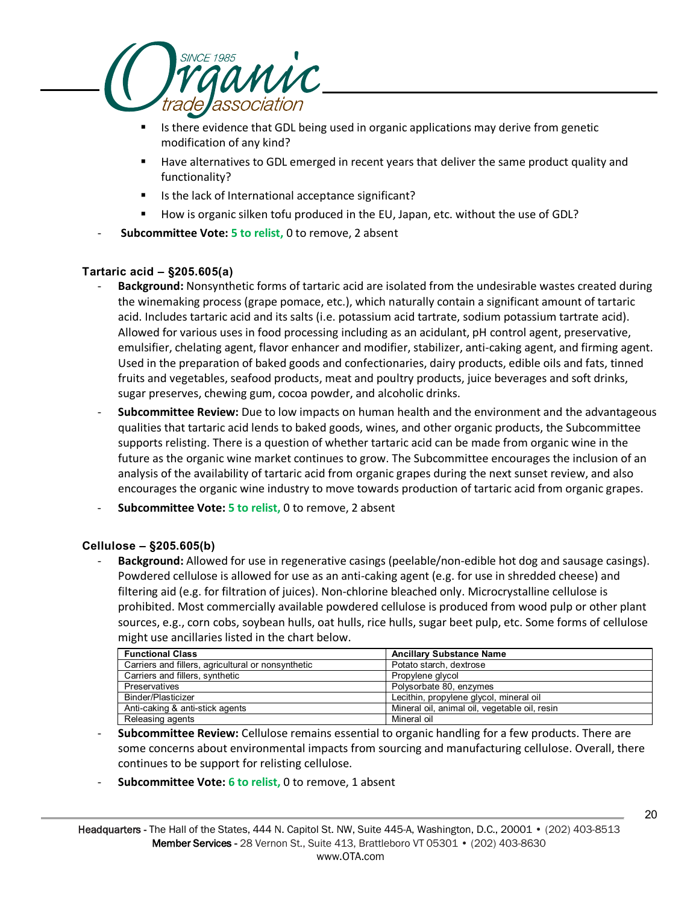- Is there evidence that GDL being used in organic applications may derive from genetic modification of any kind?
- Have alternatives to GDL emerged in recent years that deliver the same product quality and functionality?
- Is the lack of International acceptance significant?
- How is organic silken tofu produced in the EU, Japan, etc. without the use of GDL?

- **Subcommittee Vote: 5 to relist,** 0 to remove, 2 absent

### Tartaric acid – §205.605(a)

- **Background:** Nonsynthetic forms of tartaric acid are isolated from the undesirable wastes created during the winemaking process (grape pomace, etc.), which naturally contain a significant amount of tartaric acid. Includes tartaric acid and its salts (i.e. potassium acid tartrate, sodium potassium tartrate acid). Allowed for various uses in food processing including as an acidulant, pH control agent, preservative, emulsifier, chelating agent, flavor enhancer and modifier, stabilizer, anti-caking agent, and firming agent. Used in the preparation of baked goods and confectionaries, dairy products, edible oils and fats, tinned fruits and vegetables, seafood products, meat and poultry products, juice beverages and soft drinks, sugar preserves, chewing gum, cocoa powder, and alcoholic drinks.
- **Subcommittee Review:** Due to low impacts on human health and the environment and the advantageous qualities that tartaric acid lends to baked goods, wines, and other organic products, the Subcommittee supports relisting. There is a question of whether tartaric acid can be made from organic wine in the future as the organic wine market continues to grow. The Subcommittee encourages the inclusion of an analysis of the availability of tartaric acid from organic grapes during the next sunset review, and also encourages the organic wine industry to move towards production of tartaric acid from organic grapes.
- **Subcommittee Vote: 5 to relist,** 0 to remove, 2 absent

### Cellulose – §205.605(b)

- **Background:** Allowed for use in regenerative casings (peelable/non-edible hot dog and sausage casings). Powdered cellulose is allowed for use as an anti-caking agent (e.g. for use in shredded cheese) and filtering aid (e.g. for filtration of juices). Non-chlorine bleached only. Microcrystalline cellulose is prohibited. Most commercially available powdered cellulose is produced from wood pulp or other plant sources, e.g., corn cobs, soybean hulls, oat hulls, rice hulls, sugar beet pulp, etc. Some forms of cellulose might use ancillaries listed in the chart below.

| Functional Class | Ancillary Substance Name |
|---|---|
| Carriers and fillers, agricultural or nonsynthetic | Potato starch, dextrose |
| Carriers and fillers, synthetic | Propylene glycol |
| Preservatives | Polysorbate 80, enzymes |
| Binder/Plasticizer | Lecithin, propylene glycol, mineral oil |
| Anti-caking & anti-stick agents | Mineral oil, animal oil, vegetable oil, resin |
| Releasing agents | Mineral oil |

- **Subcommittee Review:** Cellulose remains essential to organic handling for a few products. There are some concerns about environmental impacts from sourcing and manufacturing cellulose. Overall, there continues to be support for relisting cellulose.
- **Subcommittee Vote: 6 to relist,** 0 to remove, 1 absent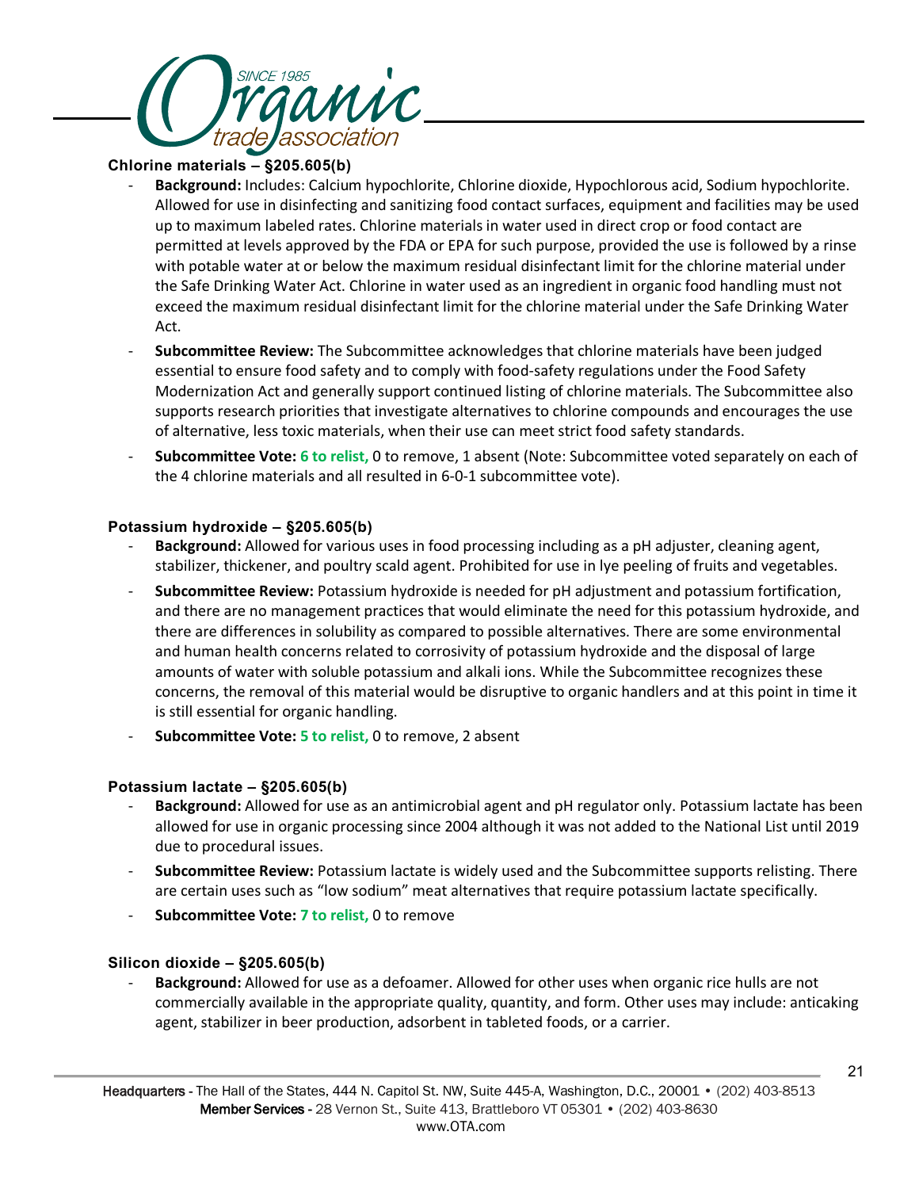**Chlorine materials – §205.605(b)**

- **Background:** Includes: Calcium hypochlorite, Chlorine dioxide, Hypochlorous acid, Sodium hypochlorite. Allowed for use in disinfecting and sanitizing food contact surfaces, equipment and facilities may be used up to maximum labeled rates. Chlorine materials in water used in direct crop or food contact are permitted at levels approved by the FDA or EPA for such purpose, provided the use is followed by a rinse with potable water at or below the maximum residual disinfectant limit for the chlorine material under the Safe Drinking Water Act. Chlorine in water used as an ingredient in organic food handling must not exceed the maximum residual disinfectant limit for the chlorine material under the Safe Drinking Water Act.
- **Subcommittee Review:** The Subcommittee acknowledges that chlorine materials have been judged essential to ensure food safety and to comply with food-safety regulations under the Food Safety Modernization Act and generally support continued listing of chlorine materials. The Subcommittee also supports research priorities that investigate alternatives to chlorine compounds and encourages the use of alternative, less toxic materials, when their use can meet strict food safety standards.
- **Subcommittee Vote:** **6 to relist,** 0 to remove, 1 absent (Note: Subcommittee voted separately on each of the 4 chlorine materials and all resulted in 6-0-1 subcommittee vote).

**Potassium hydroxide – §205.605(b)**

- **Background:** Allowed for various uses in food processing including as a pH adjuster, cleaning agent, stabilizer, thickener, and poultry scald agent. Prohibited for use in lye peeling of fruits and vegetables.
- **Subcommittee Review:** Potassium hydroxide is needed for pH adjustment and potassium fortification, and there are no management practices that would eliminate the need for this potassium hydroxide, and there are differences in solubility as compared to possible alternatives. There are some environmental and human health concerns related to corrosivity of potassium hydroxide and the disposal of large amounts of water with soluble potassium and alkali ions. While the Subcommittee recognizes these concerns, the removal of this material would be disruptive to organic handlers and at this point in time it is still essential for organic handling.
- **Subcommittee Vote:** **5 to relist,** 0 to remove, 2 absent

**Potassium lactate – §205.605(b)**

- **Background:** Allowed for use as an antimicrobial agent and pH regulator only. Potassium lactate has been allowed for use in organic processing since 2004 although it was not added to the National List until 2019 due to procedural issues.
- **Subcommittee Review:** Potassium lactate is widely used and the Subcommittee supports relisting. There are certain uses such as "low sodium" meat alternatives that require potassium lactate specifically.
- **Subcommittee Vote:** **7 to relist,** 0 to remove

**Silicon dioxide – §205.605(b)**

- **Background:** Allowed for use as a defoamer. Allowed for other uses when organic rice hulls are not commercially available in the appropriate quality, quantity, and form. Other uses may include: anticaking agent, stabilizer in beer production, adsorbent in tableted foods, or a carrier.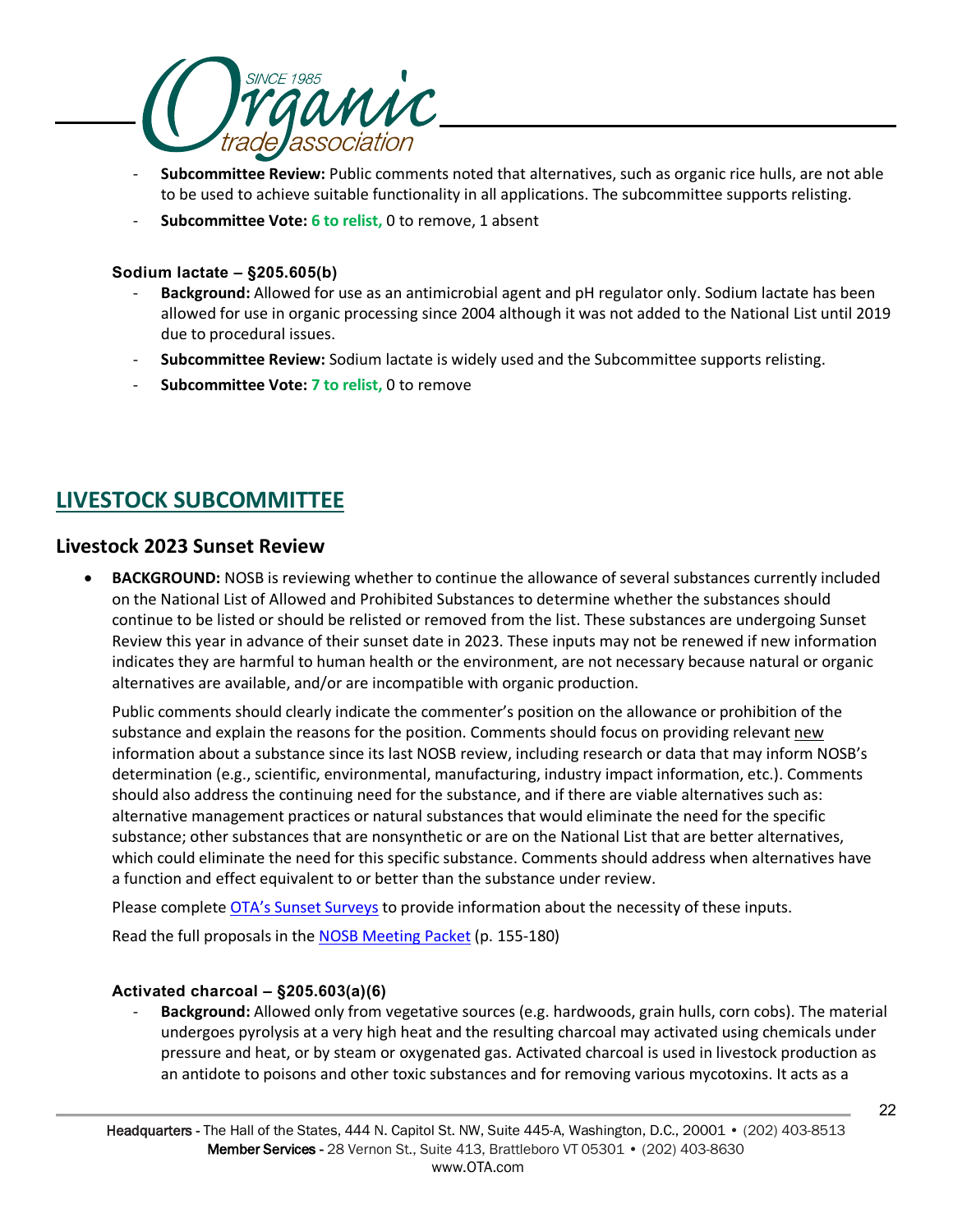- **Subcommittee Review:** Public comments noted that alternatives, such as organic rice hulls, are not able to be used to achieve suitable functionality in all applications. The subcommittee supports relisting.
- **Subcommittee Vote: 6 to relist,** 0 to remove, 1 absent

#### Sodium lactate – §205.605(b)

- **Background:** Allowed for use as an antimicrobial agent and pH regulator only. Sodium lactate has been allowed for use in organic processing since 2004 although it was not added to the National List until 2019 due to procedural issues.
- **Subcommittee Review:** Sodium lactate is widely used and the Subcommittee supports relisting.
- **Subcommittee Vote: 7 to relist,** 0 to remove

## LIVESTOCK SUBCOMMITTEE

### Livestock 2023 Sunset Review

- **BACKGROUND:** NOSB is reviewing whether to continue the allowance of several substances currently included on the National List of Allowed and Prohibited Substances to determine whether the substances should continue to be listed or should be relisted or removed from the list. These substances are undergoing Sunset Review this year in advance of their sunset date in 2023. These inputs may not be renewed if new information indicates they are harmful to human health or the environment, are not necessary because natural or organic alternatives are available, and/or are incompatible with organic production.

  Public comments should clearly indicate the commenter's position on the allowance or prohibition of the substance and explain the reasons for the position. Comments should focus on providing relevant new information about a substance since its last NOSB review, including research or data that may inform NOSB's determination (e.g., scientific, environmental, manufacturing, industry impact information, etc.). Comments should also address the continuing need for the substance, and if there are viable alternatives such as: alternative management practices or natural substances that would eliminate the need for the specific substance; other substances that are nonsynthetic or are on the National List that are better alternatives, which could eliminate the need for this specific substance. Comments should address when alternatives have a function and effect equivalent to or better than the substance under review.

  Please complete OTA's Sunset Surveys to provide information about the necessity of these inputs.

  Read the full proposals in the NOSB Meeting Packet (p. 155-180)

#### Activated charcoal – §205.603(a)(6)

- **Background:** Allowed only from vegetative sources (e.g. hardwoods, grain hulls, corn cobs). The material undergoes pyrolysis at a very high heat and the resulting charcoal may activated using chemicals under pressure and heat, or by steam or oxygenated gas. Activated charcoal is used in livestock production as an antidote to poisons and other toxic substances and for removing various mycotoxins. It acts as a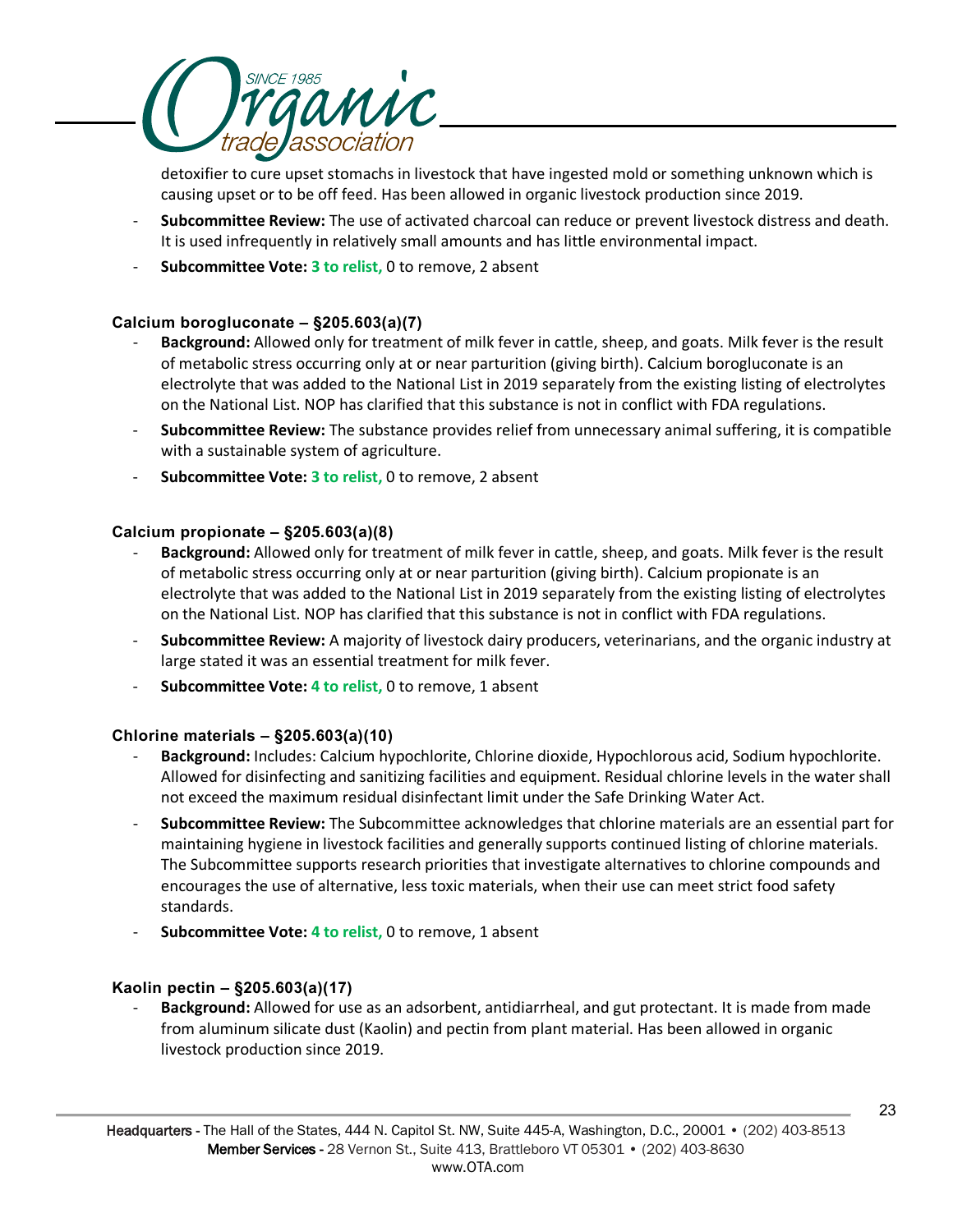detoxifier to cure upset stomachs in livestock that have ingested mold or something unknown which is causing upset or to be off feed. Has been allowed in organic livestock production since 2019.

- **Subcommittee Review:** The use of activated charcoal can reduce or prevent livestock distress and death. It is used infrequently in relatively small amounts and has little environmental impact.
- **Subcommittee Vote: 3 to relist,** 0 to remove, 2 absent

### Calcium borogluconate – §205.603(a)(7)

- **Background:** Allowed only for treatment of milk fever in cattle, sheep, and goats. Milk fever is the result of metabolic stress occurring only at or near parturition (giving birth). Calcium borogluconate is an electrolyte that was added to the National List in 2019 separately from the existing listing of electrolytes on the National List. NOP has clarified that this substance is not in conflict with FDA regulations.
- **Subcommittee Review:** The substance provides relief from unnecessary animal suffering, it is compatible with a sustainable system of agriculture.
- **Subcommittee Vote: 3 to relist,** 0 to remove, 2 absent

### Calcium propionate – §205.603(a)(8)

- **Background:** Allowed only for treatment of milk fever in cattle, sheep, and goats. Milk fever is the result of metabolic stress occurring only at or near parturition (giving birth). Calcium propionate is an electrolyte that was added to the National List in 2019 separately from the existing listing of electrolytes on the National List. NOP has clarified that this substance is not in conflict with FDA regulations.
- **Subcommittee Review:** A majority of livestock dairy producers, veterinarians, and the organic industry at large stated it was an essential treatment for milk fever.
- **Subcommittee Vote: 4 to relist,** 0 to remove, 1 absent

### Chlorine materials – §205.603(a)(10)

- **Background:** Includes: Calcium hypochlorite, Chlorine dioxide, Hypochlorous acid, Sodium hypochlorite. Allowed for disinfecting and sanitizing facilities and equipment. Residual chlorine levels in the water shall not exceed the maximum residual disinfectant limit under the Safe Drinking Water Act.
- **Subcommittee Review:** The Subcommittee acknowledges that chlorine materials are an essential part for maintaining hygiene in livestock facilities and generally supports continued listing of chlorine materials. The Subcommittee supports research priorities that investigate alternatives to chlorine compounds and encourages the use of alternative, less toxic materials, when their use can meet strict food safety standards.
- **Subcommittee Vote: 4 to relist,** 0 to remove, 1 absent

### Kaolin pectin – §205.603(a)(17)

- **Background:** Allowed for use as an adsorbent, antidiarrheal, and gut protectant. It is made from made from aluminum silicate dust (Kaolin) and pectin from plant material. Has been allowed in organic livestock production since 2019.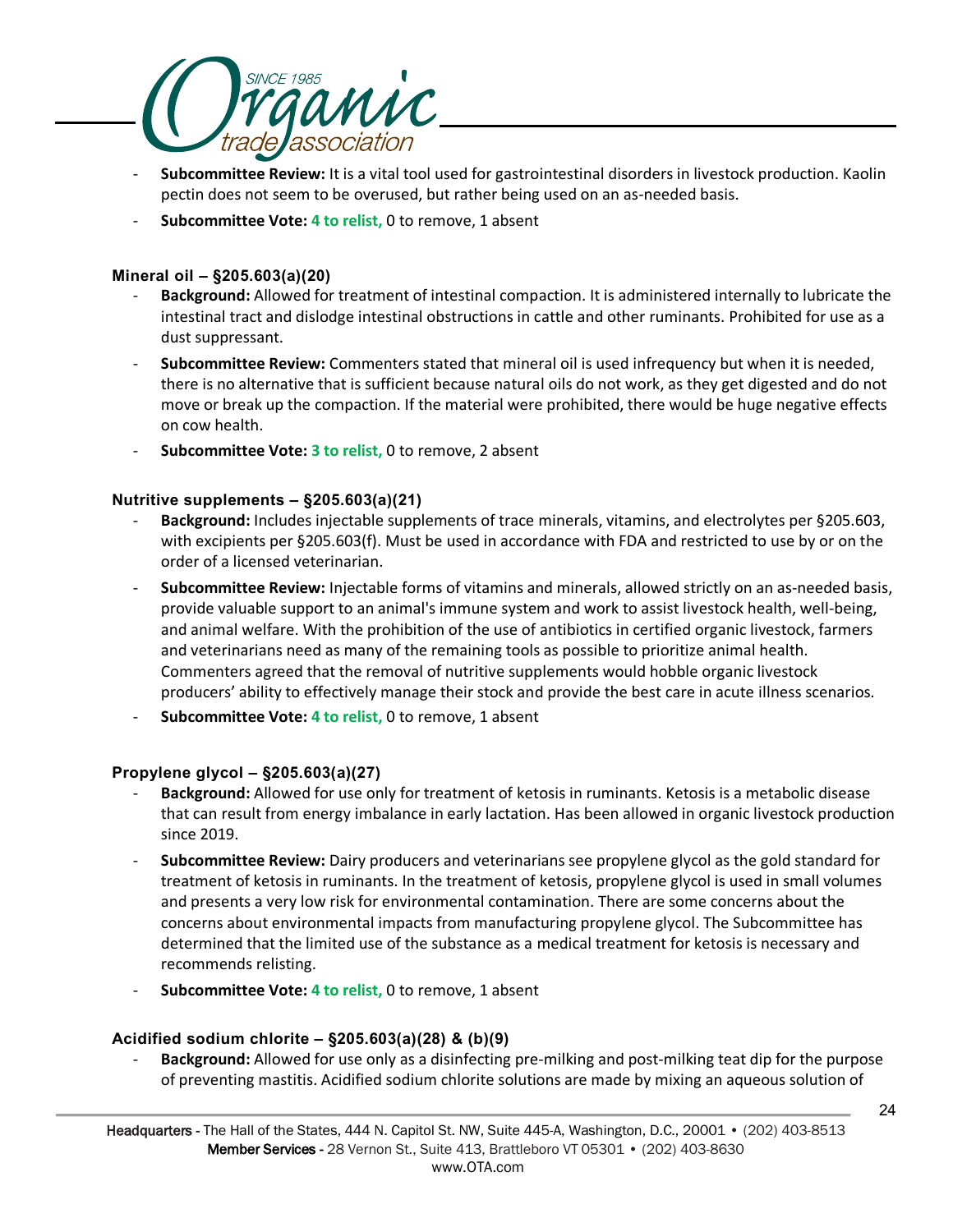- **Subcommittee Review:** It is a vital tool used for gastrointestinal disorders in livestock production. Kaolin pectin does not seem to be overused, but rather being used on an as-needed basis.
- **Subcommittee Vote:** **4 to relist,** 0 to remove, 1 absent

### Mineral oil – §205.603(a)(20)

- **Background:** Allowed for treatment of intestinal compaction. It is administered internally to lubricate the intestinal tract and dislodge intestinal obstructions in cattle and other ruminants. Prohibited for use as a dust suppressant.
- **Subcommittee Review:** Commenters stated that mineral oil is used infrequency but when it is needed, there is no alternative that is sufficient because natural oils do not work, as they get digested and do not move or break up the compaction. If the material were prohibited, there would be huge negative effects on cow health.
- **Subcommittee Vote:** **3 to relist,** 0 to remove, 2 absent

### Nutritive supplements – §205.603(a)(21)

- **Background:** Includes injectable supplements of trace minerals, vitamins, and electrolytes per §205.603, with excipients per §205.603(f). Must be used in accordance with FDA and restricted to use by or on the order of a licensed veterinarian.
- **Subcommittee Review:** Injectable forms of vitamins and minerals, allowed strictly on an as-needed basis, provide valuable support to an animal's immune system and work to assist livestock health, well-being, and animal welfare. With the prohibition of the use of antibiotics in certified organic livestock, farmers and veterinarians need as many of the remaining tools as possible to prioritize animal health. Commenters agreed that the removal of nutritive supplements would hobble organic livestock producers' ability to effectively manage their stock and provide the best care in acute illness scenarios.
- **Subcommittee Vote:** **4 to relist,** 0 to remove, 1 absent

### Propylene glycol – §205.603(a)(27)

- **Background:** Allowed for use only for treatment of ketosis in ruminants. Ketosis is a metabolic disease that can result from energy imbalance in early lactation. Has been allowed in organic livestock production since 2019.
- **Subcommittee Review:** Dairy producers and veterinarians see propylene glycol as the gold standard for treatment of ketosis in ruminants. In the treatment of ketosis, propylene glycol is used in small volumes and presents a very low risk for environmental contamination. There are some concerns about the concerns about environmental impacts from manufacturing propylene glycol. The Subcommittee has determined that the limited use of the substance as a medical treatment for ketosis is necessary and recommends relisting.
- **Subcommittee Vote:** **4 to relist,** 0 to remove, 1 absent

### Acidified sodium chlorite – §205.603(a)(28) & (b)(9)

- **Background:** Allowed for use only as a disinfecting pre-milking and post-milking teat dip for the purpose of preventing mastitis. Acidified sodium chlorite solutions are made by mixing an aqueous solution of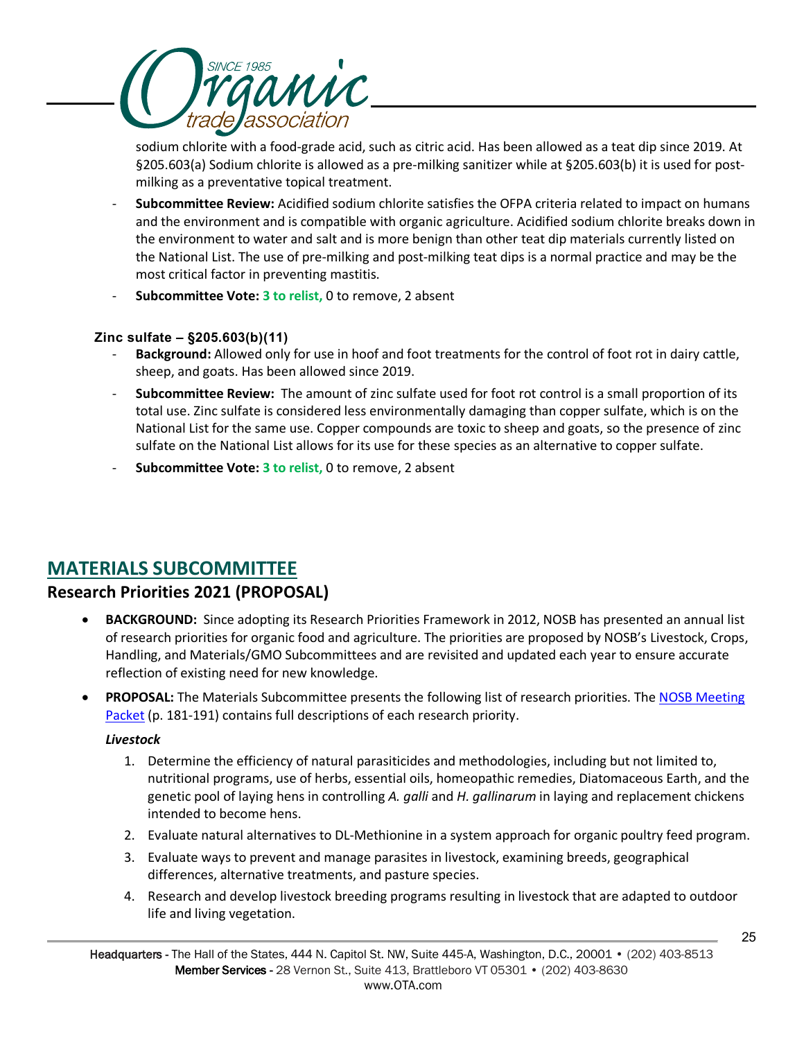sodium chlorite with a food-grade acid, such as citric acid. Has been allowed as a teat dip since 2019. At §205.603(a) Sodium chlorite is allowed as a pre-milking sanitizer while at §205.603(b) it is used for post-milking as a preventative topical treatment.

- **Subcommittee Review:** Acidified sodium chlorite satisfies the OFPA criteria related to impact on humans and the environment and is compatible with organic agriculture. Acidified sodium chlorite breaks down in the environment to water and salt and is more benign than other teat dip materials currently listed on the National List. The use of pre-milking and post-milking teat dips is a normal practice and may be the most critical factor in preventing mastitis.
- **Subcommittee Vote:** **3 to relist,** 0 to remove, 2 absent

**Zinc sulfate – §205.603(b)(11)**

- **Background:** Allowed only for use in hoof and foot treatments for the control of foot rot in dairy cattle, sheep, and goats. Has been allowed since 2019.
- **Subcommittee Review:** The amount of zinc sulfate used for foot rot control is a small proportion of its total use. Zinc sulfate is considered less environmentally damaging than copper sulfate, which is on the National List for the same use. Copper compounds are toxic to sheep and goats, so the presence of zinc sulfate on the National List allows for its use for these species as an alternative to copper sulfate.
- **Subcommittee Vote:** **3 to relist,** 0 to remove, 2 absent

## MATERIALS SUBCOMMITTEE

### Research Priorities 2021 (PROPOSAL)

- **BACKGROUND:** Since adopting its Research Priorities Framework in 2012, NOSB has presented an annual list of research priorities for organic food and agriculture. The priorities are proposed by NOSB's Livestock, Crops, Handling, and Materials/GMO Subcommittees and are revisited and updated each year to ensure accurate reflection of existing need for new knowledge.
- **PROPOSAL:** The Materials Subcommittee presents the following list of research priorities. The NOSB Meeting Packet (p. 181-191) contains full descriptions of each research priority.

  ***Livestock***

  1. Determine the efficiency of natural parasiticides and methodologies, including but not limited to, nutritional programs, use of herbs, essential oils, homeopathic remedies, Diatomaceous Earth, and the genetic pool of laying hens in controlling *A. galli* and *H. gallinarum* in laying and replacement chickens intended to become hens.
  2. Evaluate natural alternatives to DL-Methionine in a system approach for organic poultry feed program.
  3. Evaluate ways to prevent and manage parasites in livestock, examining breeds, geographical differences, alternative treatments, and pasture species.
  4. Research and develop livestock breeding programs resulting in livestock that are adapted to outdoor life and living vegetation.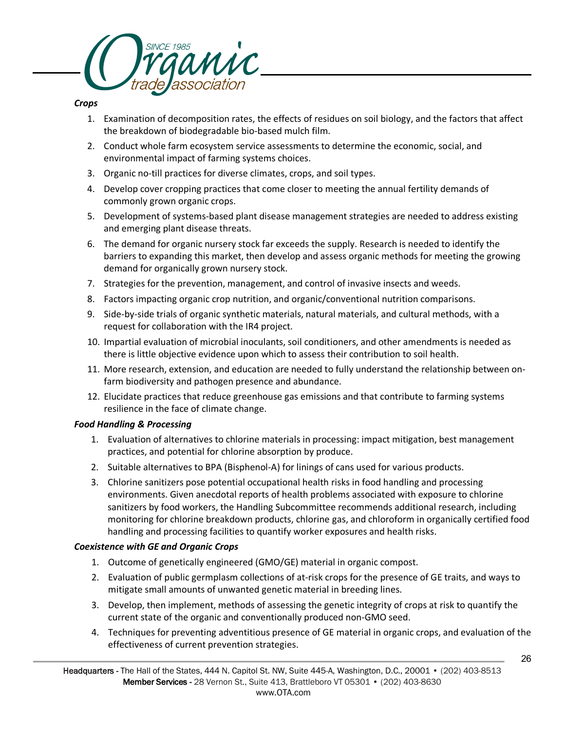***Crops***

1. Examination of decomposition rates, the effects of residues on soil biology, and the factors that affect the breakdown of biodegradable bio-based mulch film.
2. Conduct whole farm ecosystem service assessments to determine the economic, social, and environmental impact of farming systems choices.
3. Organic no-till practices for diverse climates, crops, and soil types.
4. Develop cover cropping practices that come closer to meeting the annual fertility demands of commonly grown organic crops.
5. Development of systems-based plant disease management strategies are needed to address existing and emerging plant disease threats.
6. The demand for organic nursery stock far exceeds the supply. Research is needed to identify the barriers to expanding this market, then develop and assess organic methods for meeting the growing demand for organically grown nursery stock.
7. Strategies for the prevention, management, and control of invasive insects and weeds.
8. Factors impacting organic crop nutrition, and organic/conventional nutrition comparisons.
9. Side-by-side trials of organic synthetic materials, natural materials, and cultural methods, with a request for collaboration with the IR4 project.
10. Impartial evaluation of microbial inoculants, soil conditioners, and other amendments is needed as there is little objective evidence upon which to assess their contribution to soil health.
11. More research, extension, and education are needed to fully understand the relationship between on-farm biodiversity and pathogen presence and abundance.
12. Elucidate practices that reduce greenhouse gas emissions and that contribute to farming systems resilience in the face of climate change.

***Food Handling & Processing***

1. Evaluation of alternatives to chlorine materials in processing: impact mitigation, best management practices, and potential for chlorine absorption by produce.
2. Suitable alternatives to BPA (Bisphenol-A) for linings of cans used for various products.
3. Chlorine sanitizers pose potential occupational health risks in food handling and processing environments. Given anecdotal reports of health problems associated with exposure to chlorine sanitizers by food workers, the Handling Subcommittee recommends additional research, including monitoring for chlorine breakdown products, chlorine gas, and chloroform in organically certified food handling and processing facilities to quantify worker exposures and health risks.

***Coexistence with GE and Organic Crops***

1. Outcome of genetically engineered (GMO/GE) material in organic compost.
2. Evaluation of public germplasm collections of at-risk crops for the presence of GE traits, and ways to mitigate small amounts of unwanted genetic material in breeding lines.
3. Develop, then implement, methods of assessing the genetic integrity of crops at risk to quantify the current state of the organic and conventionally produced non-GMO seed.
4. Techniques for preventing adventitious presence of GE material in organic crops, and evaluation of the effectiveness of current prevention strategies.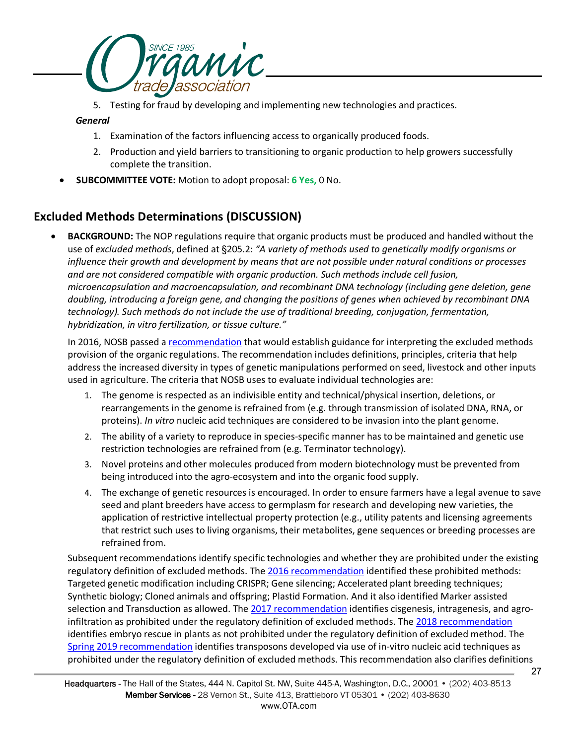5. Testing for fraud by developing and implementing new technologies and practices.

***General***

1. Examination of the factors influencing access to organically produced foods.
2. Production and yield barriers to transitioning to organic production to help growers successfully complete the transition.

- **SUBCOMMITTEE VOTE:** Motion to adopt proposal: **6 Yes,** 0 No.

## Excluded Methods Determinations (DISCUSSION)

- **BACKGROUND:** The NOP regulations require that organic products must be produced and handled without the use of *excluded methods*, defined at §205.2: *"A variety of methods used to genetically modify organisms or influence their growth and development by means that are not possible under natural conditions or processes and are not considered compatible with organic production. Such methods include cell fusion, microencapsulation and macroencapsulation, and recombinant DNA technology (including gene deletion, gene doubling, introducing a foreign gene, and changing the positions of genes when achieved by recombinant DNA technology). Such methods do not include the use of traditional breeding, conjugation, fermentation, hybridization, in vitro fertilization, or tissue culture."*

  In 2016, NOSB passed a recommendation that would establish guidance for interpreting the excluded methods provision of the organic regulations. The recommendation includes definitions, principles, criteria that help address the increased diversity in types of genetic manipulations performed on seed, livestock and other inputs used in agriculture. The criteria that NOSB uses to evaluate individual technologies are:

  1. The genome is respected as an indivisible entity and technical/physical insertion, deletions, or rearrangements in the genome is refrained from (e.g. through transmission of isolated DNA, RNA, or proteins). *In vitro* nucleic acid techniques are considered to be invasion into the plant genome.
  2. The ability of a variety to reproduce in species-specific manner has to be maintained and genetic use restriction technologies are refrained from (e.g. Terminator technology).
  3. Novel proteins and other molecules produced from modern biotechnology must be prevented from being introduced into the agro-ecosystem and into the organic food supply.
  4. The exchange of genetic resources is encouraged. In order to ensure farmers have a legal avenue to save seed and plant breeders have access to germplasm for research and developing new varieties, the application of restrictive intellectual property protection (e.g., utility patents and licensing agreements that restrict such uses to living organisms, their metabolites, gene sequences or breeding processes are refrained from.

  Subsequent recommendations identify specific technologies and whether they are prohibited under the existing regulatory definition of excluded methods. The 2016 recommendation identified these prohibited methods: Targeted genetic modification including CRISPR; Gene silencing; Accelerated plant breeding techniques; Synthetic biology; Cloned animals and offspring; Plastid Formation. And it also identified Marker assisted selection and Transduction as allowed. The 2017 recommendation identifies cisgenesis, intragenesis, and agro-infiltration as prohibited under the regulatory definition of excluded methods. The 2018 recommendation identifies embryo rescue in plants as not prohibited under the regulatory definition of excluded method. The Spring 2019 recommendation identifies transposons developed via use of in-vitro nucleic acid techniques as prohibited under the regulatory definition of excluded methods. This recommendation also clarifies definitions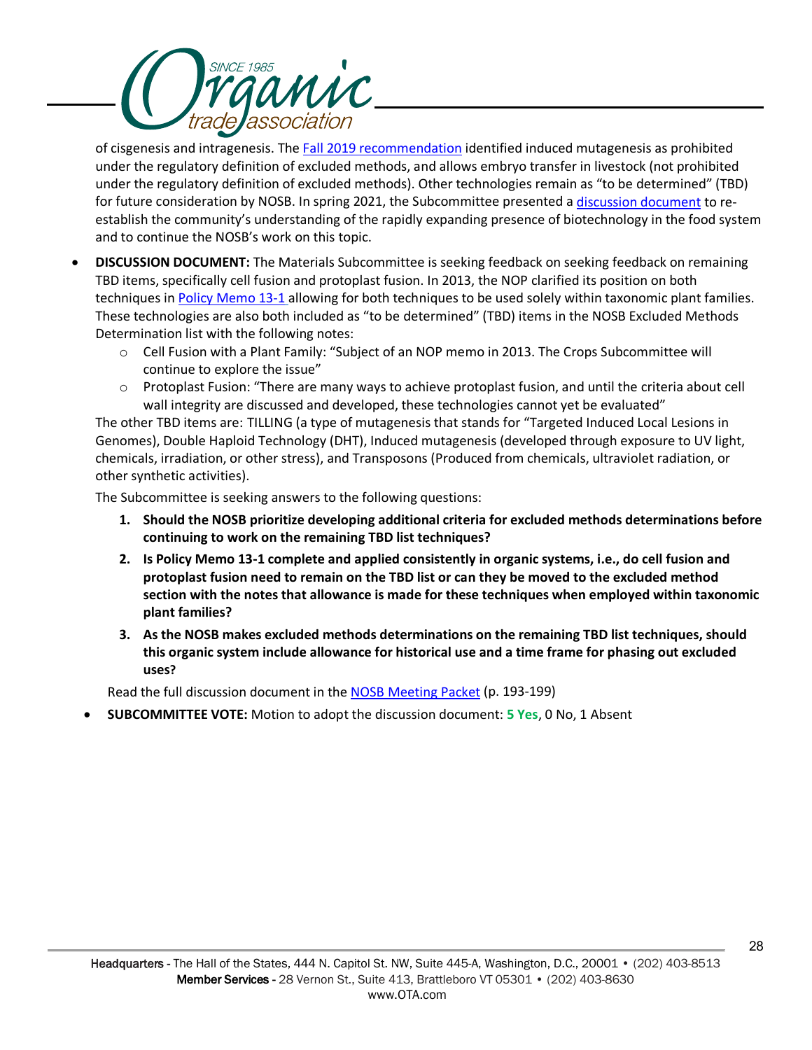of cisgenesis and intragenesis. The Fall 2019 recommendation identified induced mutagenesis as prohibited under the regulatory definition of excluded methods, and allows embryo transfer in livestock (not prohibited under the regulatory definition of excluded methods). Other technologies remain as "to be determined" (TBD) for future consideration by NOSB. In spring 2021, the Subcommittee presented a discussion document to re-establish the community's understanding of the rapidly expanding presence of biotechnology in the food system and to continue the NOSB's work on this topic.

- **DISCUSSION DOCUMENT:** The Materials Subcommittee is seeking feedback on seeking feedback on remaining TBD items, specifically cell fusion and protoplast fusion. In 2013, the NOP clarified its position on both techniques in Policy Memo 13-1 allowing for both techniques to be used solely within taxonomic plant families. These technologies are also both included as "to be determined" (TBD) items in the NOSB Excluded Methods Determination list with the following notes:
  - Cell Fusion with a Plant Family: "Subject of an NOP memo in 2013. The Crops Subcommittee will continue to explore the issue"
  - Protoplast Fusion: "There are many ways to achieve protoplast fusion, and until the criteria about cell wall integrity are discussed and developed, these technologies cannot yet be evaluated"

  The other TBD items are: TILLING (a type of mutagenesis that stands for "Targeted Induced Local Lesions in Genomes), Double Haploid Technology (DHT), Induced mutagenesis (developed through exposure to UV light, chemicals, irradiation, or other stress), and Transposons (Produced from chemicals, ultraviolet radiation, or other synthetic activities).

  The Subcommittee is seeking answers to the following questions:

  1. **Should the NOSB prioritize developing additional criteria for excluded methods determinations before continuing to work on the remaining TBD list techniques?**
  2. **Is Policy Memo 13-1 complete and applied consistently in organic systems, i.e., do cell fusion and protoplast fusion need to remain on the TBD list or can they be moved to the excluded method section with the notes that allowance is made for these techniques when employed within taxonomic plant families?**
  3. **As the NOSB makes excluded methods determinations on the remaining TBD list techniques, should this organic system include allowance for historical use and a time frame for phasing out excluded uses?**

  Read the full discussion document in the NOSB Meeting Packet (p. 193-199)

- **SUBCOMMITTEE VOTE:** Motion to adopt the discussion document: **5 Yes**, 0 No, 1 Absent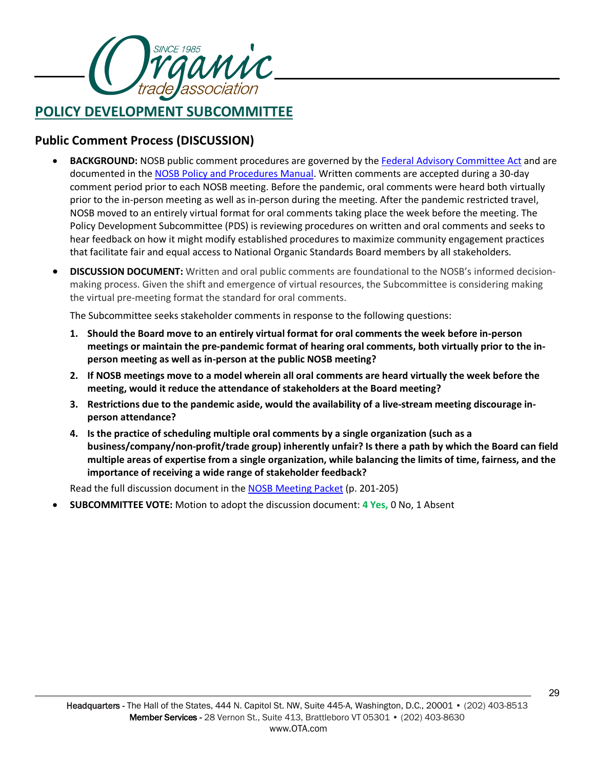## POLICY DEVELOPMENT SUBCOMMITTEE

### Public Comment Process (DISCUSSION)

- **BACKGROUND:** NOSB public comment procedures are governed by the Federal Advisory Committee Act and are documented in the NOSB Policy and Procedures Manual. Written comments are accepted during a 30-day comment period prior to each NOSB meeting. Before the pandemic, oral comments were heard both virtually prior to the in-person meeting as well as in-person during the meeting. After the pandemic restricted travel, NOSB moved to an entirely virtual format for oral comments taking place the week before the meeting. The Policy Development Subcommittee (PDS) is reviewing procedures on written and oral comments and seeks to hear feedback on how it might modify established procedures to maximize community engagement practices that facilitate fair and equal access to National Organic Standards Board members by all stakeholders.
- **DISCUSSION DOCUMENT:** Written and oral public comments are foundational to the NOSB's informed decision-making process. Given the shift and emergence of virtual resources, the Subcommittee is considering making the virtual pre-meeting format the standard for oral comments.

  The Subcommittee seeks stakeholder comments in response to the following questions:

  1. **Should the Board move to an entirely virtual format for oral comments the week before in-person meetings or maintain the pre-pandemic format of hearing oral comments, both virtually prior to the in-person meeting as well as in-person at the public NOSB meeting?**
  2. **If NOSB meetings move to a model wherein all oral comments are heard virtually the week before the meeting, would it reduce the attendance of stakeholders at the Board meeting?**
  3. **Restrictions due to the pandemic aside, would the availability of a live-stream meeting discourage in-person attendance?**
  4. **Is the practice of scheduling multiple oral comments by a single organization (such as a business/company/non-profit/trade group) inherently unfair? Is there a path by which the Board can field multiple areas of expertise from a single organization, while balancing the limits of time, fairness, and the importance of receiving a wide range of stakeholder feedback?**

  Read the full discussion document in the NOSB Meeting Packet (p. 201-205)
- **SUBCOMMITTEE VOTE:** Motion to adopt the discussion document: **4 Yes,** 0 No, 1 Absent